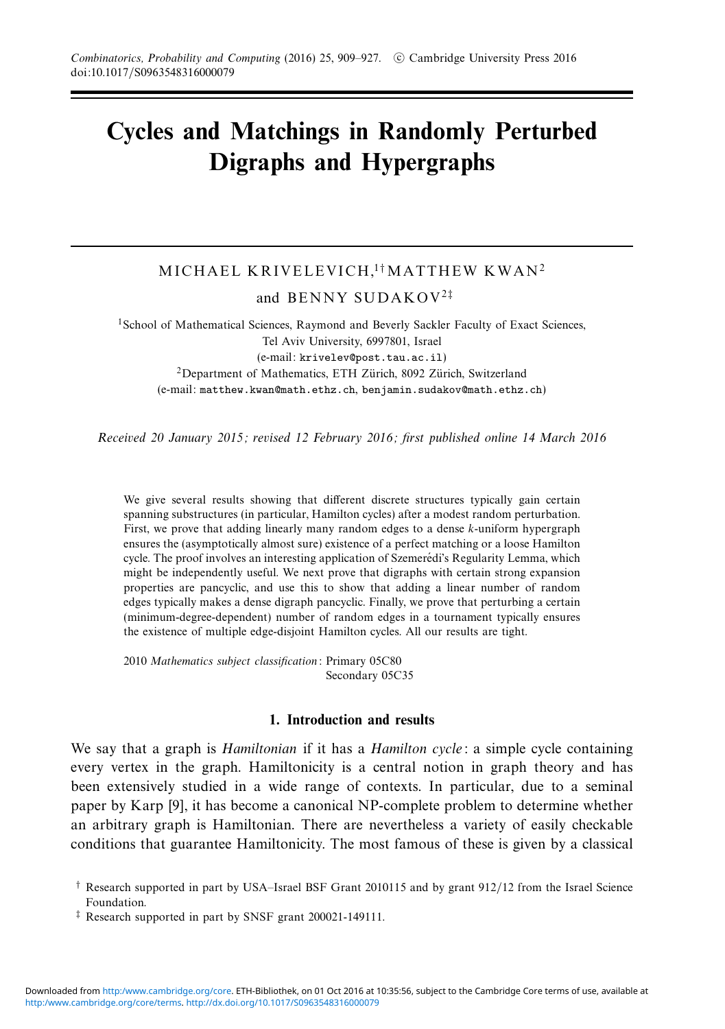# Cycles and Matchings in Randomly Perturbed Digraphs and Hypergraphs

MICHAEL KRIVELEVICH,[1†] MATTHEW KWAN[2]

and BENNY SUDAKOV[2‡]

[1]School of Mathematical Sciences, Raymond and Beverly Sackler Faculty of Exact Sciences, Tel Aviv University, 6997801, Israel
(e-mail: krivelev@post.tau.ac.il)
[2]Department of Mathematics, ETH Zürich, 8092 Zürich, Switzerland
(e-mail: matthew.kwan@math.ethz.ch, benjamin.sudakov@math.ethz.ch)

*Received 20 January 2015; revised 12 February 2016; first published online 14 March 2016*

We give several results showing that different discrete structures typically gain certain spanning substructures (in particular, Hamilton cycles) after a modest random perturbation. First, we prove that adding linearly many random edges to a dense $k$-uniform hypergraph ensures the (asymptotically almost sure) existence of a perfect matching or a loose Hamilton cycle. The proof involves an interesting application of Szemerédi's Regularity Lemma, which might be independently useful. We next prove that digraphs with certain strong expansion properties are pancyclic, and use this to show that adding a linear number of random edges typically makes a dense digraph pancyclic. Finally, we prove that perturbing a certain (minimum-degree-dependent) number of random edges in a tournament typically ensures the existence of multiple edge-disjoint Hamilton cycles. All our results are tight.

2010 *Mathematics subject classification*: Primary 05C80
Secondary 05C35

## 1. Introduction and results

We say that a graph is *Hamiltonian* if it has a *Hamilton cycle*: a simple cycle containing every vertex in the graph. Hamiltonicity is a central notion in graph theory and has been extensively studied in a wide range of contexts. In particular, due to a seminal paper by Karp [9], it has become a canonical NP-complete problem to determine whether an arbitrary graph is Hamiltonian. There are nevertheless a variety of easily checkable conditions that guarantee Hamiltonicity. The most famous of these is given by a classical

† Research supported in part by USA–Israel BSF Grant 2010115 and by grant 912/12 from the Israel Science Foundation.

‡ Research supported in part by SNSF grant 200021-149111.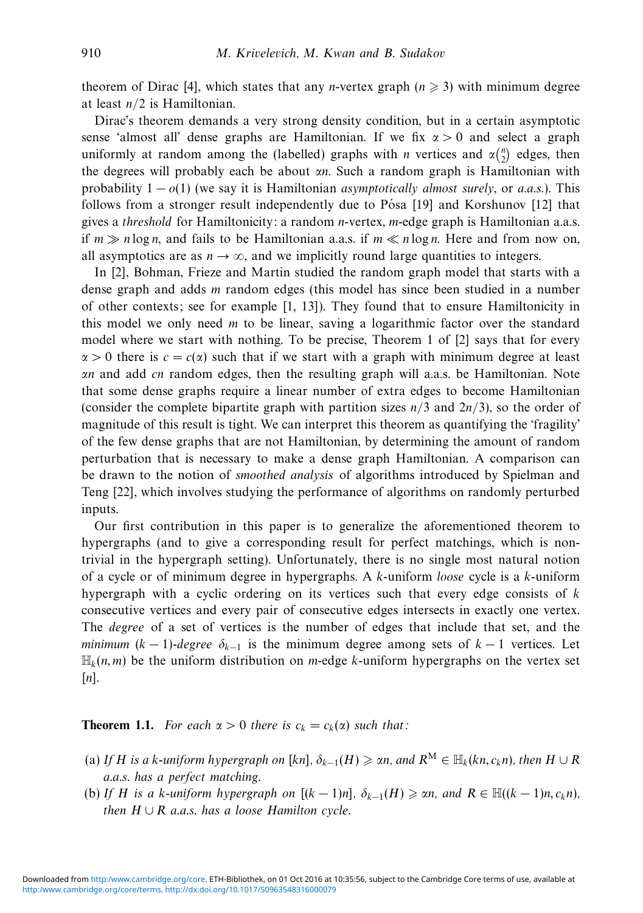theorem of Dirac [4], which states that any $n$-vertex graph ($n \geqslant 3$) with minimum degree at least $n/2$ is Hamiltonian.

Dirac's theorem demands a very strong density condition, but in a certain asymptotic sense 'almost all' dense graphs are Hamiltonian. If we fix $\alpha > 0$ and select a graph uniformly at random among the (labelled) graphs with $n$ vertices and $\alpha\binom{n}{2}$ edges, then the degrees will probably each be about $\alpha n$. Such a random graph is Hamiltonian with probability $1 - o(1)$ (we say it is Hamiltonian *asymptotically almost surely*, or *a.a.s.*). This follows from a stronger result independently due to Pósa [19] and Korshunov [12] that gives a *threshold* for Hamiltonicity: a random $n$-vertex, $m$-edge graph is Hamiltonian a.a.s. if $m \gg n \log n$, and fails to be Hamiltonian a.a.s. if $m \ll n \log n$. Here and from now on, all asymptotics are as $n \to \infty$, and we implicitly round large quantities to integers.

In [2], Bohman, Frieze and Martin studied the random graph model that starts with a dense graph and adds $m$ random edges (this model has since been studied in a number of other contexts; see for example [1, 13]). They found that to ensure Hamiltonicity in this model we only need $m$ to be linear, saving a logarithmic factor over the standard model where we start with nothing. To be precise, Theorem 1 of [2] says that for every $\alpha > 0$ there is $c = c(\alpha)$ such that if we start with a graph with minimum degree at least $\alpha n$ and add $cn$ random edges, then the resulting graph will a.a.s. be Hamiltonian. Note that some dense graphs require a linear number of extra edges to become Hamiltonian (consider the complete bipartite graph with partition sizes $n/3$ and $2n/3$), so the order of magnitude of this result is tight. We can interpret this theorem as quantifying the 'fragility' of the few dense graphs that are not Hamiltonian, by determining the amount of random perturbation that is necessary to make a dense graph Hamiltonian. A comparison can be drawn to the notion of *smoothed analysis* of algorithms introduced by Spielman and Teng [22], which involves studying the performance of algorithms on randomly perturbed inputs.

Our first contribution in this paper is to generalize the aforementioned theorem to hypergraphs (and to give a corresponding result for perfect matchings, which is non-trivial in the hypergraph setting). Unfortunately, there is no single most natural notion of a cycle or of minimum degree in hypergraphs. A $k$-uniform *loose* cycle is a $k$-uniform hypergraph with a cyclic ordering on its vertices such that every edge consists of $k$ consecutive vertices and every pair of consecutive edges intersects in exactly one vertex. The *degree* of a set of vertices is the number of edges that include that set, and the *minimum* $(k-1)$*-degree* $\delta_{k-1}$ is the minimum degree among sets of $k-1$ vertices. Let $\mathbb{H}_k(n, m)$ be the uniform distribution on $m$-edge $k$-uniform hypergraphs on the vertex set $[n]$.

**Theorem 1.1.** *For each $\alpha > 0$ there is $c_k = c_k(\alpha)$ such that:*

(a) *If $H$ is a $k$-uniform hypergraph on $[kn]$, $\delta_{k-1}(H) \geqslant \alpha n$, and $R^{\mathrm{M}} \in \mathbb{H}_k(kn, c_k n)$, then $H \cup R$ a.a.s. has a perfect matching.*

(b) *If $H$ is a $k$-uniform hypergraph on $[(k-1)n]$, $\delta_{k-1}(H) \geqslant \alpha n$, and $R \in \mathbb{H}((k-1)n, c_k n)$, then $H \cup R$ a.a.s. has a loose Hamilton cycle.*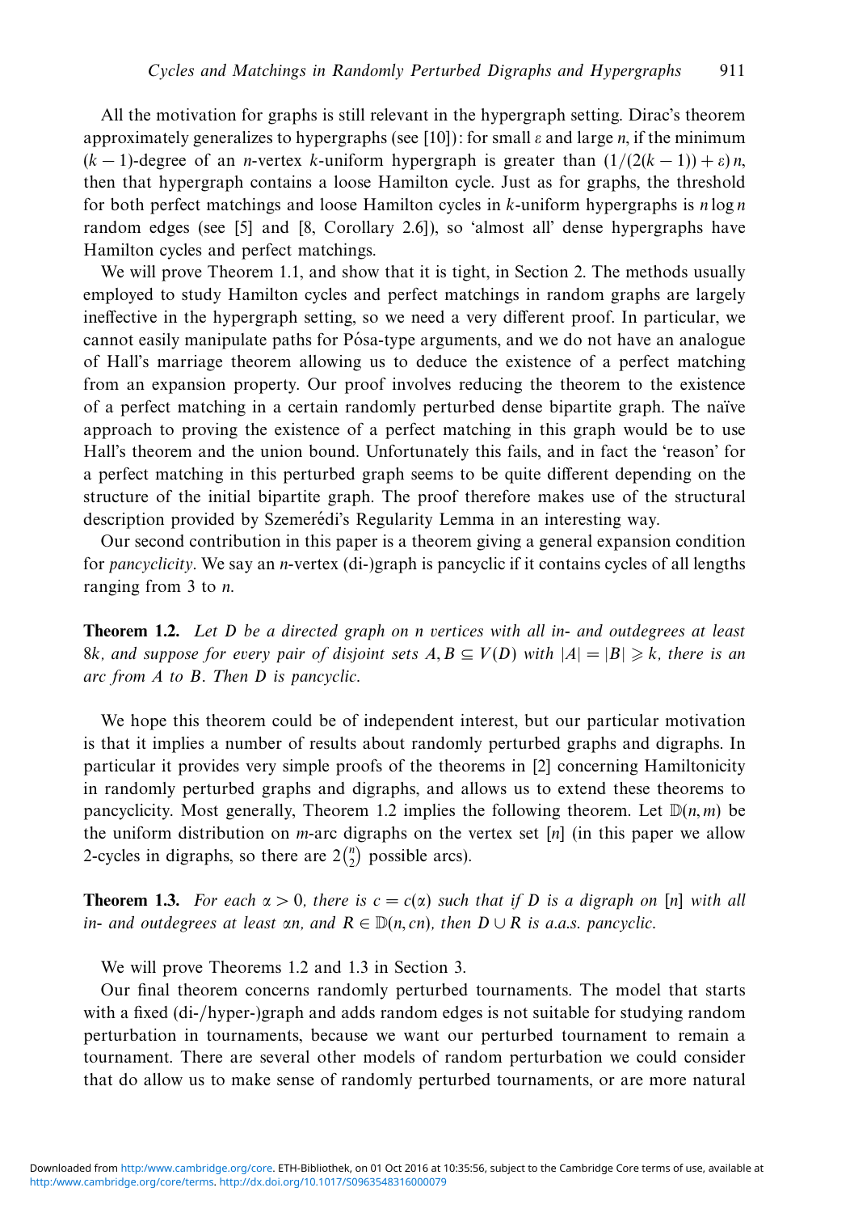All the motivation for graphs is still relevant in the hypergraph setting. Dirac's theorem approximately generalizes to hypergraphs (see [10]): for small $\varepsilon$ and large $n$, if the minimum $(k-1)$-degree of an $n$-vertex $k$-uniform hypergraph is greater than $(1/(2(k-1))+\varepsilon)\,n$, then that hypergraph contains a loose Hamilton cycle. Just as for graphs, the threshold for both perfect matchings and loose Hamilton cycles in $k$-uniform hypergraphs is $n \log n$ random edges (see [5] and [8, Corollary 2.6]), so 'almost all' dense hypergraphs have Hamilton cycles and perfect matchings.

We will prove Theorem 1.1, and show that it is tight, in Section 2. The methods usually employed to study Hamilton cycles and perfect matchings in random graphs are largely ineffective in the hypergraph setting, so we need a very different proof. In particular, we cannot easily manipulate paths for Pósa-type arguments, and we do not have an analogue of Hall's marriage theorem allowing us to deduce the existence of a perfect matching from an expansion property. Our proof involves reducing the theorem to the existence of a perfect matching in a certain randomly perturbed dense bipartite graph. The naïve approach to proving the existence of a perfect matching in this graph would be to use Hall's theorem and the union bound. Unfortunately this fails, and in fact the 'reason' for a perfect matching in this perturbed graph seems to be quite different depending on the structure of the initial bipartite graph. The proof therefore makes use of the structural description provided by Szemerédi's Regularity Lemma in an interesting way.

Our second contribution in this paper is a theorem giving a general expansion condition for *pancyclicity*. We say an $n$-vertex (di-)graph is pancyclic if it contains cycles of all lengths ranging from 3 to $n$.

**Theorem 1.2.** *Let $D$ be a directed graph on $n$ vertices with all in- and outdegrees at least $8k$, and suppose for every pair of disjoint sets $A, B \subseteq V(D)$ with $|A| = |B| \geqslant k$, there is an arc from $A$ to $B$. Then $D$ is pancyclic.*

We hope this theorem could be of independent interest, but our particular motivation is that it implies a number of results about randomly perturbed graphs and digraphs. In particular it provides very simple proofs of the theorems in [2] concerning Hamiltonicity in randomly perturbed graphs and digraphs, and allows us to extend these theorems to pancyclicity. Most generally, Theorem 1.2 implies the following theorem. Let $\mathbb{D}(n, m)$ be the uniform distribution on $m$-arc digraphs on the vertex set $[n]$ (in this paper we allow 2-cycles in digraphs, so there are $2\binom{n}{2}$ possible arcs).

**Theorem 1.3.** *For each $\alpha > 0$, there is $c = c(\alpha)$ such that if $D$ is a digraph on $[n]$ with all in- and outdegrees at least $\alpha n$, and $R \in \mathbb{D}(n, cn)$, then $D \cup R$ is a.a.s. pancyclic.*

We will prove Theorems 1.2 and 1.3 in Section 3.

Our final theorem concerns randomly perturbed tournaments. The model that starts with a fixed (di-/hyper-)graph and adds random edges is not suitable for studying random perturbation in tournaments, because we want our perturbed tournament to remain a tournament. There are several other models of random perturbation we could consider that do allow us to make sense of randomly perturbed tournaments, or are more natural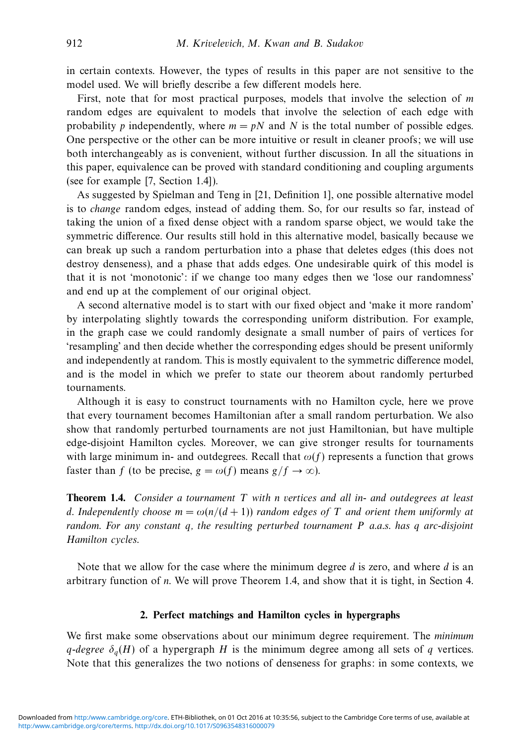in certain contexts. However, the types of results in this paper are not sensitive to the model used. We will briefly describe a few different models here.

First, note that for most practical purposes, models that involve the selection of $m$ random edges are equivalent to models that involve the selection of each edge with probability $p$ independently, where $m = pN$ and $N$ is the total number of possible edges. One perspective or the other can be more intuitive or result in cleaner proofs; we will use both interchangeably as is convenient, without further discussion. In all the situations in this paper, equivalence can be proved with standard conditioning and coupling arguments (see for example [7, Section 1.4]).

As suggested by Spielman and Teng in [21, Definition 1], one possible alternative model is to *change* random edges, instead of adding them. So, for our results so far, instead of taking the union of a fixed dense object with a random sparse object, we would take the symmetric difference. Our results still hold in this alternative model, basically because we can break up such a random perturbation into a phase that deletes edges (this does not destroy denseness), and a phase that adds edges. One undesirable quirk of this model is that it is not 'monotonic': if we change too many edges then we 'lose our randomness' and end up at the complement of our original object.

A second alternative model is to start with our fixed object and 'make it more random' by interpolating slightly towards the corresponding uniform distribution. For example, in the graph case we could randomly designate a small number of pairs of vertices for 'resampling' and then decide whether the corresponding edges should be present uniformly and independently at random. This is mostly equivalent to the symmetric difference model, and is the model in which we prefer to state our theorem about randomly perturbed tournaments.

Although it is easy to construct tournaments with no Hamilton cycle, here we prove that every tournament becomes Hamiltonian after a small random perturbation. We also show that randomly perturbed tournaments are not just Hamiltonian, but have multiple edge-disjoint Hamilton cycles. Moreover, we can give stronger results for tournaments with large minimum in- and outdegrees. Recall that $\omega(f)$ represents a function that grows faster than $f$ (to be precise, $g = \omega(f)$ means $g/f \to \infty$).

**Theorem 1.4.** *Consider a tournament $T$ with $n$ vertices and all in- and outdegrees at least $d$. Independently choose $m = \omega(n/(d+1))$ random edges of $T$ and orient them uniformly at random. For any constant $q$, the resulting perturbed tournament $P$ a.a.s. has $q$ arc-disjoint Hamilton cycles.*

Note that we allow for the case where the minimum degree $d$ is zero, and where $d$ is an arbitrary function of $n$. We will prove Theorem 1.4, and show that it is tight, in Section 4.

## 2. Perfect matchings and Hamilton cycles in hypergraphs

We first make some observations about our minimum degree requirement. The *minimum $q$-degree* $\delta_q(H)$ of a hypergraph $H$ is the minimum degree among all sets of $q$ vertices. Note that this generalizes the two notions of denseness for graphs: in some contexts, we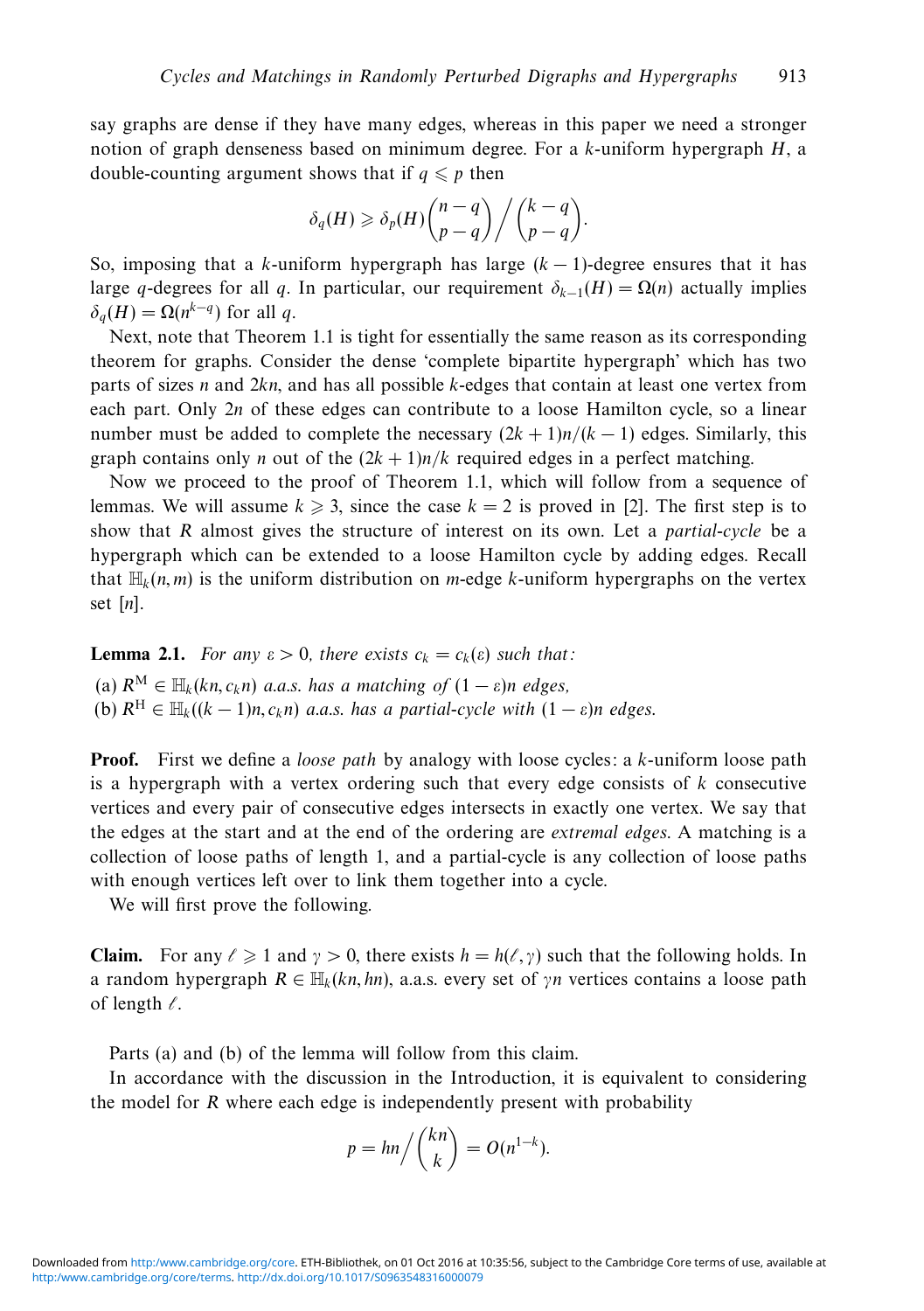say graphs are dense if they have many edges, whereas in this paper we need a stronger notion of graph denseness based on minimum degree. For a $k$-uniform hypergraph $H$, a double-counting argument shows that if $q \leqslant p$ then

$$\delta_q(H) \geqslant \delta_p(H)\binom{n-q}{p-q}\bigg/\binom{k-q}{p-q}.$$

So, imposing that a $k$-uniform hypergraph has large $(k-1)$-degree ensures that it has large $q$-degrees for all $q$. In particular, our requirement $\delta_{k-1}(H) = \Omega(n)$ actually implies $\delta_q(H) = \Omega(n^{k-q})$ for all $q$.

Next, note that Theorem 1.1 is tight for essentially the same reason as its corresponding theorem for graphs. Consider the dense 'complete bipartite hypergraph' which has two parts of sizes $n$ and $2kn$, and has all possible $k$-edges that contain at least one vertex from each part. Only $2n$ of these edges can contribute to a loose Hamilton cycle, so a linear number must be added to complete the necessary $(2k+1)n/(k-1)$ edges. Similarly, this graph contains only $n$ out of the $(2k+1)n/k$ required edges in a perfect matching.

Now we proceed to the proof of Theorem 1.1, which will follow from a sequence of lemmas. We will assume $k \geqslant 3$, since the case $k = 2$ is proved in [2]. The first step is to show that $R$ almost gives the structure of interest on its own. Let a *partial-cycle* be a hypergraph which can be extended to a loose Hamilton cycle by adding edges. Recall that $\mathbb{H}_k(n, m)$ is the uniform distribution on $m$-edge $k$-uniform hypergraphs on the vertex set $[n]$.

**Lemma 2.1.** *For any $\varepsilon > 0$, there exists $c_k = c_k(\varepsilon)$ such that:*

(a) *$R^{\mathrm{M}} \in \mathbb{H}_k(kn, c_k n)$ a.a.s. has a matching of $(1-\varepsilon)n$ edges,*
(b) *$R^{\mathrm{H}} \in \mathbb{H}_k((k-1)n, c_k n)$ a.a.s. has a partial-cycle with $(1-\varepsilon)n$ edges.*

**Proof.** First we define a *loose path* by analogy with loose cycles: a $k$-uniform loose path is a hypergraph with a vertex ordering such that every edge consists of $k$ consecutive vertices and every pair of consecutive edges intersects in exactly one vertex. We say that the edges at the start and at the end of the ordering are *extremal edges*. A matching is a collection of loose paths of length 1, and a partial-cycle is any collection of loose paths with enough vertices left over to link them together into a cycle.

We will first prove the following.

**Claim.** For any $\ell \geqslant 1$ and $\gamma > 0$, there exists $h = h(\ell, \gamma)$ such that the following holds. In a random hypergraph $R \in \mathbb{H}_k(kn, hn)$, a.a.s. every set of $\gamma n$ vertices contains a loose path of length $\ell$.

Parts (a) and (b) of the lemma will follow from this claim.

In accordance with the discussion in the Introduction, it is equivalent to considering the model for $R$ where each edge is independently present with probability

$$p = hn\bigg/\binom{kn}{k} = O(n^{1-k}).$$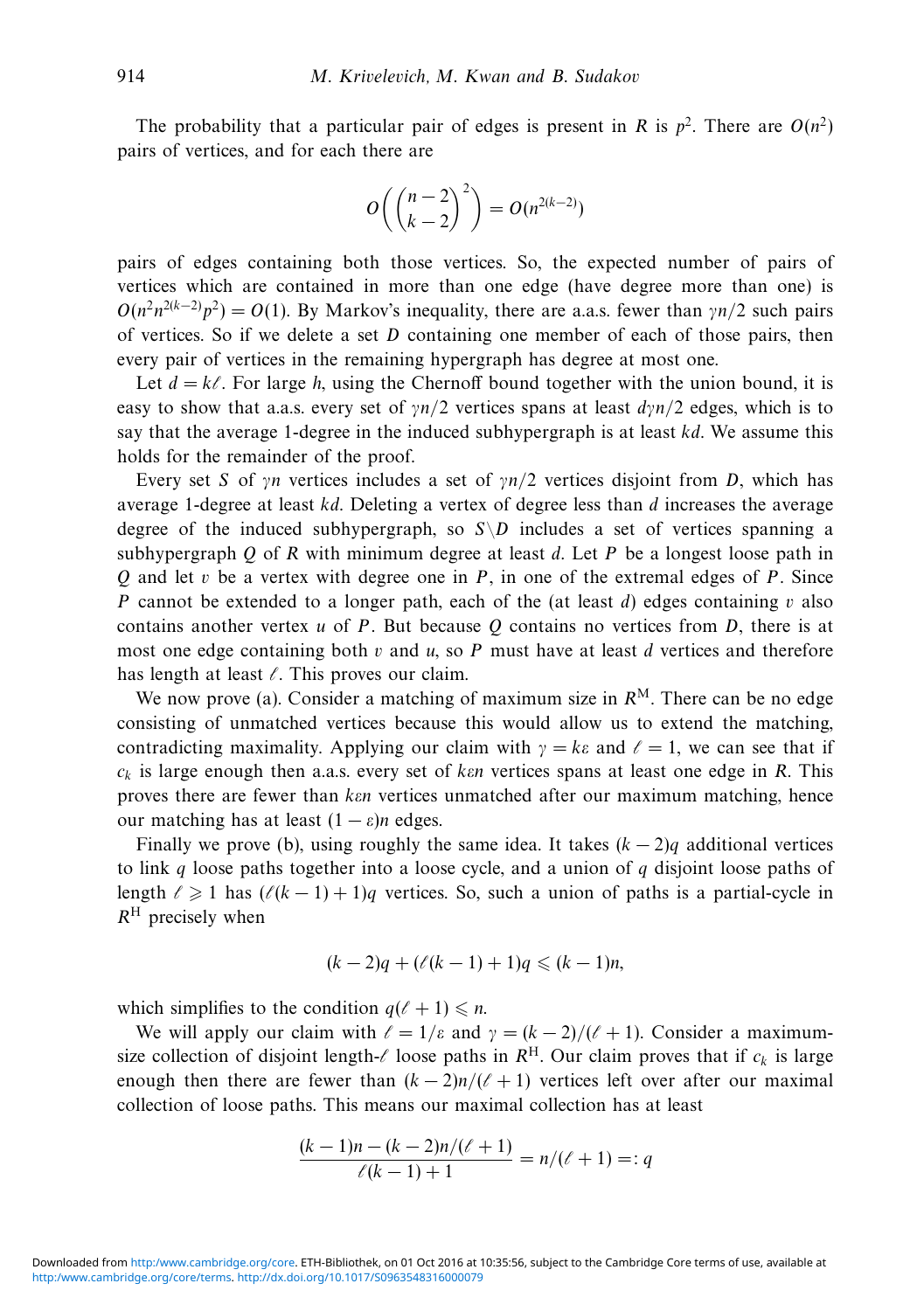The probability that a particular pair of edges is present in $R$ is $p^2$. There are $O(n^2)$ pairs of vertices, and for each there are

$$O\left(\binom{n-2}{k-2}^2\right) = O(n^{2(k-2)})$$

pairs of edges containing both those vertices. So, the expected number of pairs of vertices which are contained in more than one edge (have degree more than one) is $O(n^2 n^{2(k-2)} p^2) = O(1)$. By Markov's inequality, there are a.a.s. fewer than $\gamma n/2$ such pairs of vertices. So if we delete a set $D$ containing one member of each of those pairs, then every pair of vertices in the remaining hypergraph has degree at most one.

Let $d = k\ell$. For large $h$, using the Chernoff bound together with the union bound, it is easy to show that a.a.s. every set of $\gamma n/2$ vertices spans at least $d\gamma n/2$ edges, which is to say that the average 1-degree in the induced subhypergraph is at least $kd$. We assume this holds for the remainder of the proof.

Every set $S$ of $\gamma n$ vertices includes a set of $\gamma n/2$ vertices disjoint from $D$, which has average 1-degree at least $kd$. Deleting a vertex of degree less than $d$ increases the average degree of the induced subhypergraph, so $S \setminus D$ includes a set of vertices spanning a subhypergraph $Q$ of $R$ with minimum degree at least $d$. Let $P$ be a longest loose path in $Q$ and let $v$ be a vertex with degree one in $P$, in one of the extremal edges of $P$. Since $P$ cannot be extended to a longer path, each of the (at least $d$) edges containing $v$ also contains another vertex $u$ of $P$. But because $Q$ contains no vertices from $D$, there is at most one edge containing both $v$ and $u$, so $P$ must have at least $d$ vertices and therefore has length at least $\ell$. This proves our claim.

We now prove (a). Consider a matching of maximum size in $R^{\mathrm{M}}$. There can be no edge consisting of unmatched vertices because this would allow us to extend the matching, contradicting maximality. Applying our claim with $\gamma = k\varepsilon$ and $\ell = 1$, we can see that if $c_k$ is large enough then a.a.s. every set of $k\varepsilon n$ vertices spans at least one edge in $R$. This proves there are fewer than $k\varepsilon n$ vertices unmatched after our maximum matching, hence our matching has at least $(1-\varepsilon)n$ edges.

Finally we prove (b), using roughly the same idea. It takes $(k-2)q$ additional vertices to link $q$ loose paths together into a loose cycle, and a union of $q$ disjoint loose paths of length $\ell \geqslant 1$ has $(\ell(k-1)+1)q$ vertices. So, such a union of paths is a partial-cycle in $R^{\mathrm{H}}$ precisely when

$$(k-2)q + (\ell(k-1)+1)q \leqslant (k-1)n,$$

which simplifies to the condition $q(\ell+1) \leqslant n$.

We will apply our claim with $\ell = 1/\varepsilon$ and $\gamma = (k-2)/(\ell+1)$. Consider a maximum-size collection of disjoint length-$\ell$ loose paths in $R^{\mathrm{H}}$. Our claim proves that if $c_k$ is large enough then there are fewer than $(k-2)n/(\ell+1)$ vertices left over after our maximal collection of loose paths. This means our maximal collection has at least

$$\frac{(k-1)n - (k-2)n/(\ell+1)}{\ell(k-1)+1} = n/(\ell+1) =: q$$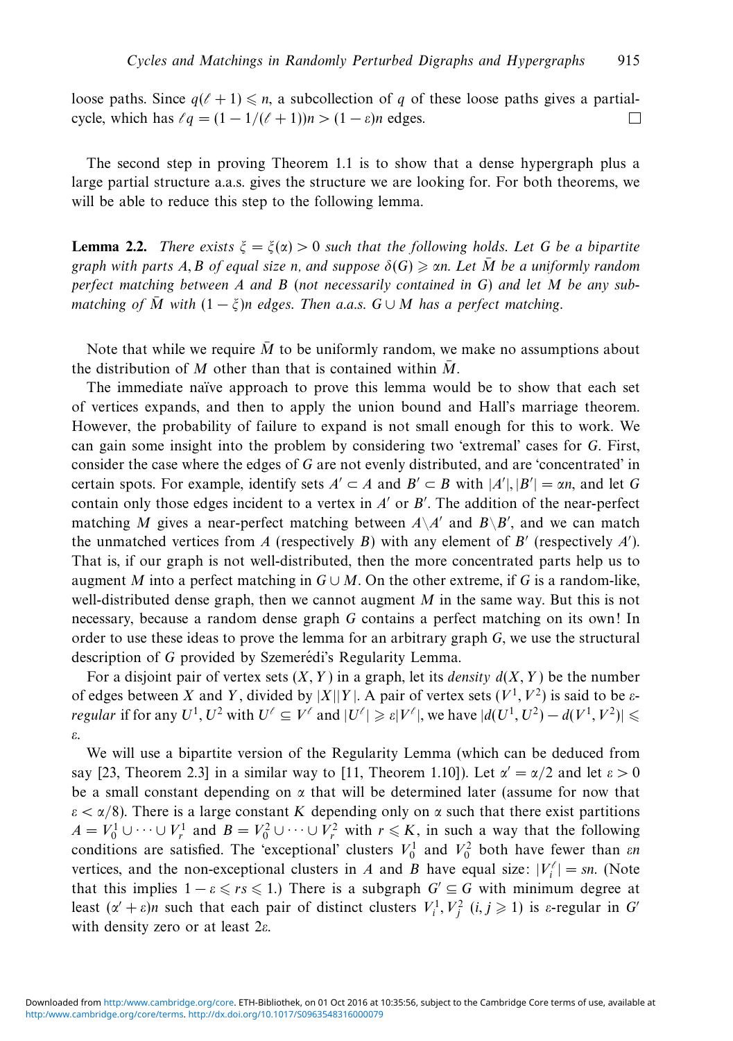loose paths. Since $q(\ell+1) \leqslant n$, a subcollection of $q$ of these loose paths gives a partial-cycle, which has $\ell q = (1 - 1/(\ell+1))n > (1-\varepsilon)n$ edges. $\square$

The second step in proving Theorem 1.1 is to show that a dense hypergraph plus a large partial structure a.a.s. gives the structure we are looking for. For both theorems, we will be able to reduce this step to the following lemma.

**Lemma 2.2.** *There exists $\xi = \xi(\alpha) > 0$ such that the following holds. Let $G$ be a bipartite graph with parts $A, B$ of equal size $n$, and suppose $\delta(G) \geqslant \alpha n$. Let $\bar{M}$ be a uniformly random perfect matching between $A$ and $B$ (not necessarily contained in $G$) and let $M$ be any submatching of $\bar{M}$ with $(1-\xi)n$ edges. Then a.a.s. $G \cup M$ has a perfect matching.*

Note that while we require $\bar{M}$ to be uniformly random, we make no assumptions about the distribution of $M$ other than that is contained within $\bar{M}$.

The immediate naïve approach to prove this lemma would be to show that each set of vertices expands, and then to apply the union bound and Hall's marriage theorem. However, the probability of failure to expand is not small enough for this to work. We can gain some insight into the problem by considering two 'extremal' cases for $G$. First, consider the case where the edges of $G$ are not evenly distributed, and are 'concentrated' in certain spots. For example, identify sets $A' \subset A$ and $B' \subset B$ with $|A'|, |B'| = \alpha n$, and let $G$ contain only those edges incident to a vertex in $A'$ or $B'$. The addition of the near-perfect matching $M$ gives a near-perfect matching between $A \backslash A'$ and $B \backslash B'$, and we can match the unmatched vertices from $A$ (respectively $B$) with any element of $B'$ (respectively $A'$). That is, if our graph is not well-distributed, then the more concentrated parts help us to augment $M$ into a perfect matching in $G \cup M$. On the other extreme, if $G$ is a random-like, well-distributed dense graph, then we cannot augment $M$ in the same way. But this is not necessary, because a random dense graph $G$ contains a perfect matching on its own! In order to use these ideas to prove the lemma for an arbitrary graph $G$, we use the structural description of $G$ provided by Szemerédi's Regularity Lemma.

For a disjoint pair of vertex sets $(X, Y)$ in a graph, let its *density* $d(X, Y)$ be the number of edges between $X$ and $Y$, divided by $|X||Y|$. A pair of vertex sets $(V^1, V^2)$ is said to be *$\varepsilon$-regular* if for any $U^1, U^2$ with $U^\ell \subseteq V^\ell$ and $|U^\ell| \geqslant \varepsilon |V^\ell|$, we have $|d(U^1, U^2) - d(V^1, V^2)| \leqslant \varepsilon$.

We will use a bipartite version of the Regularity Lemma (which can be deduced from say [23, Theorem 2.3] in a similar way to [11, Theorem 1.10]). Let $\alpha' = \alpha/2$ and let $\varepsilon > 0$ be a small constant depending on $\alpha$ that will be determined later (assume for now that $\varepsilon < \alpha/8$). There is a large constant $K$ depending only on $\alpha$ such that there exist partitions $A = V_0^1 \cup \cdots \cup V_r^1$ and $B = V_0^2 \cup \cdots \cup V_r^2$ with $r \leqslant K$, in such a way that the following conditions are satisfied. The 'exceptional' clusters $V_0^1$ and $V_0^2$ both have fewer than $\varepsilon n$ vertices, and the non-exceptional clusters in $A$ and $B$ have equal size: $|V_i^\ell| = sn$. (Note that this implies $1 - \varepsilon \leqslant rs \leqslant 1$.) There is a subgraph $G' \subseteq G$ with minimum degree at least $(\alpha' + \varepsilon)n$ such that each pair of distinct clusters $V_i^1, V_j^2$ $(i, j \geqslant 1)$ is $\varepsilon$-regular in $G'$ with density zero or at least $2\varepsilon$.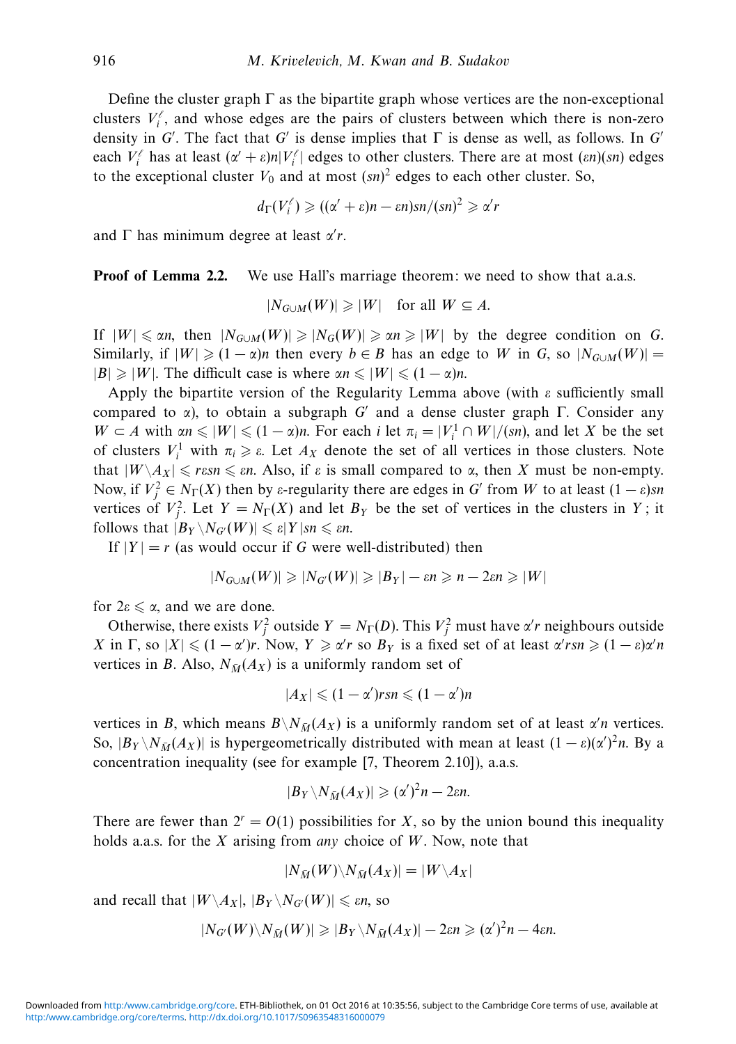Define the cluster graph $\Gamma$ as the bipartite graph whose vertices are the non-exceptional clusters $V_i^\ell$, and whose edges are the pairs of clusters between which there is non-zero density in $G'$. The fact that $G'$ is dense implies that $\Gamma$ is dense as well, as follows. In $G'$ each $V_i^\ell$ has at least $(\alpha' + \varepsilon)n|V_i^\ell|$ edges to other clusters. There are at most $(\varepsilon n)(sn)$ edges to the exceptional cluster $V_0$ and at most $(sn)^2$ edges to each other cluster. So,

$$d_\Gamma(V_i^\ell) \geqslant ((\alpha' + \varepsilon)n - \varepsilon n)sn/(sn)^2 \geqslant \alpha' r$$

and $\Gamma$ has minimum degree at least $\alpha' r$.

**Proof of Lemma 2.2.** We use Hall's marriage theorem: we need to show that a.a.s.

$$|N_{G\cup M}(W)| \geqslant |W| \quad \text{for all } W \subseteq A.$$

If $|W| \leqslant \alpha n$, then $|N_{G\cup M}(W)| \geqslant |N_G(W)| \geqslant \alpha n \geqslant |W|$ by the degree condition on $G$. Similarly, if $|W| \geqslant (1-\alpha)n$ then every $b \in B$ has an edge to $W$ in $G$, so $|N_{G\cup M}(W)| = |B| \geqslant |W|$. The difficult case is where $\alpha n \leqslant |W| \leqslant (1-\alpha)n$.

Apply the bipartite version of the Regularity Lemma above (with $\varepsilon$ sufficiently small compared to $\alpha$), to obtain a subgraph $G'$ and a dense cluster graph $\Gamma$. Consider any $W \subset A$ with $\alpha n \leqslant |W| \leqslant (1-\alpha)n$. For each $i$ let $\pi_i = |V_i^1 \cap W|/(sn)$, and let $X$ be the set of clusters $V_i^1$ with $\pi_i \geqslant \varepsilon$. Let $A_X$ denote the set of all vertices in those clusters. Note that $|W \backslash A_X| \leqslant r\varepsilon sn \leqslant \varepsilon n$. Also, if $\varepsilon$ is small compared to $\alpha$, then $X$ must be non-empty. Now, if $V_j^2 \in N_\Gamma(X)$ then by $\varepsilon$-regularity there are edges in $G'$ from $W$ to at least $(1-\varepsilon)sn$ vertices of $V_j^2$. Let $Y = N_\Gamma(X)$ and let $B_Y$ be the set of vertices in the clusters in $Y$; it follows that $|B_Y \backslash N_{G'}(W)| \leqslant \varepsilon|Y|sn \leqslant \varepsilon n$.

If $|Y| = r$ (as would occur if $G$ were well-distributed) then

$$|N_{G\cup M}(W)| \geqslant |N_{G'}(W)| \geqslant |B_Y| - \varepsilon n \geqslant n - 2\varepsilon n \geqslant |W|$$

for $2\varepsilon \leqslant \alpha$, and we are done.

Otherwise, there exists $V_j^2$ outside $Y = N_\Gamma(D)$. This $V_j^2$ must have $\alpha' r$ neighbours outside $X$ in $\Gamma$, so $|X| \leqslant (1-\alpha')r$. Now, $Y \geqslant \alpha' r$ so $B_Y$ is a fixed set of at least $\alpha' rsn \geqslant (1-\varepsilon)\alpha' n$ vertices in $B$. Also, $N_{\tilde{M}}(A_X)$ is a uniformly random set of

$$|A_X| \leqslant (1-\alpha')rsn \leqslant (1-\alpha')n$$

vertices in $B$, which means $B \backslash N_{\tilde{M}}(A_X)$ is a uniformly random set of at least $\alpha' n$ vertices. So, $|B_Y \backslash N_{\tilde{M}}(A_X)|$ is hypergeometrically distributed with mean at least $(1-\varepsilon)(\alpha')^2 n$. By a concentration inequality (see for example [7, Theorem 2.10]), a.a.s.

$$|B_Y \backslash N_{\tilde{M}}(A_X)| \geqslant (\alpha')^2 n - 2\varepsilon n.$$

There are fewer than $2^r = O(1)$ possibilities for $X$, so by the union bound this inequality holds a.a.s. for the $X$ arising from *any* choice of $W$. Now, note that

$$|N_{\tilde{M}}(W) \backslash N_{\tilde{M}}(A_X)| = |W \backslash A_X|$$

and recall that $|W \backslash A_X|$, $|B_Y \backslash N_{G'}(W)| \leqslant \varepsilon n$, so

$$|N_{G'}(W) \backslash N_{\tilde{M}}(W)| \geqslant |B_Y \backslash N_{\tilde{M}}(A_X)| - 2\varepsilon n \geqslant (\alpha')^2 n - 4\varepsilon n.$$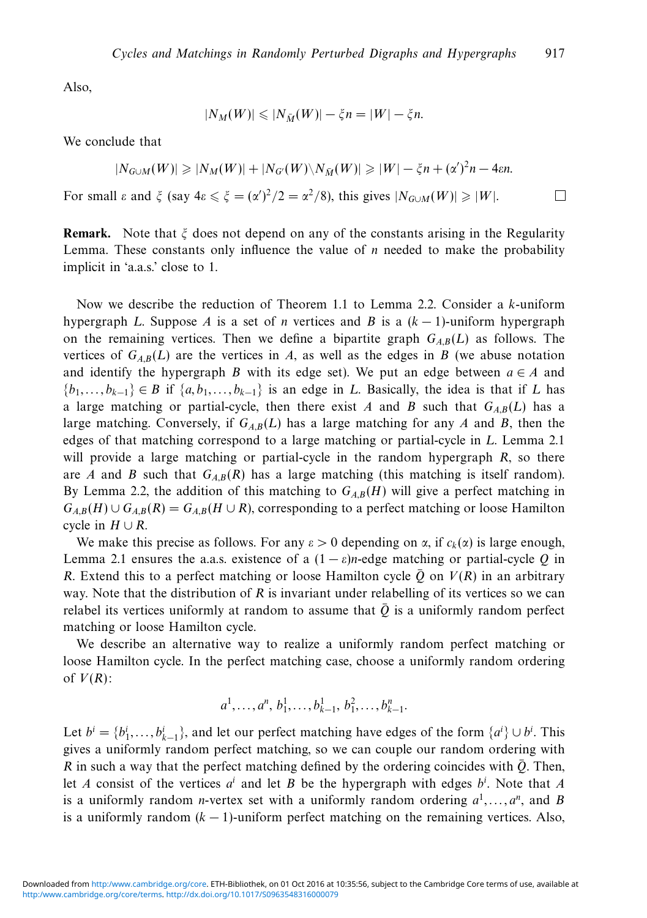Also,

$$|N_M(W)| \leqslant |N_{\bar{M}}(W)| - \xi n = |W| - \xi n.$$

We conclude that

$$|N_{G \cup M}(W)| \geqslant |N_M(W)| + |N_{G'}(W) \backslash N_{\bar{M}}(W)| \geqslant |W| - \xi n + (\alpha')^2 n - 4\varepsilon n.$$

For small $\varepsilon$ and $\xi$ (say $4\varepsilon \leqslant \xi = (\alpha')^2/2 = \alpha^2/8$), this gives $|N_{G \cup M}(W)| \geqslant |W|$. □

**Remark.** Note that $\xi$ does not depend on any of the constants arising in the Regularity Lemma. These constants only influence the value of $n$ needed to make the probability implicit in 'a.a.s.' close to 1.

Now we describe the reduction of Theorem 1.1 to Lemma 2.2. Consider a $k$-uniform hypergraph $L$. Suppose $A$ is a set of $n$ vertices and $B$ is a $(k-1)$-uniform hypergraph on the remaining vertices. Then we define a bipartite graph $G_{A,B}(L)$ as follows. The vertices of $G_{A,B}(L)$ are the vertices in $A$, as well as the edges in $B$ (we abuse notation and identify the hypergraph $B$ with its edge set). We put an edge between $a \in A$ and $\{b_1, \ldots, b_{k-1}\} \in B$ if $\{a, b_1, \ldots, b_{k-1}\}$ is an edge in $L$. Basically, the idea is that if $L$ has a large matching or partial-cycle, then there exist $A$ and $B$ such that $G_{A,B}(L)$ has a large matching. Conversely, if $G_{A,B}(L)$ has a large matching for any $A$ and $B$, then the edges of that matching correspond to a large matching or partial-cycle in $L$. Lemma 2.1 will provide a large matching or partial-cycle in the random hypergraph $R$, so there are $A$ and $B$ such that $G_{A,B}(R)$ has a large matching (this matching is itself random). By Lemma 2.2, the addition of this matching to $G_{A,B}(H)$ will give a perfect matching in $G_{A,B}(H) \cup G_{A,B}(R) = G_{A,B}(H \cup R)$, corresponding to a perfect matching or loose Hamilton cycle in $H \cup R$.

We make this precise as follows. For any $\varepsilon > 0$ depending on $\alpha$, if $c_k(\alpha)$ is large enough, Lemma 2.1 ensures the a.a.s. existence of a $(1-\varepsilon)n$-edge matching or partial-cycle $Q$ in $R$. Extend this to a perfect matching or loose Hamilton cycle $\bar{Q}$ on $V(R)$ in an arbitrary way. Note that the distribution of $R$ is invariant under relabelling of its vertices so we can relabel its vertices uniformly at random to assume that $\bar{Q}$ is a uniformly random perfect matching or loose Hamilton cycle.

We describe an alternative way to realize a uniformly random perfect matching or loose Hamilton cycle. In the perfect matching case, choose a uniformly random ordering of $V(R)$:

$$a^1, \ldots, a^n,\ b_1^1, \ldots, b_{k-1}^1,\ b_1^2, \ldots, b_{k-1}^n.$$

Let $b^i = \{b_1^i, \ldots, b_{k-1}^i\}$, and let our perfect matching have edges of the form $\{a^i\} \cup b^i$. This gives a uniformly random perfect matching, so we can couple our random ordering with $R$ in such a way that the perfect matching defined by the ordering coincides with $\bar{Q}$. Then, let $A$ consist of the vertices $a^i$ and let $B$ be the hypergraph with edges $b^i$. Note that $A$ is a uniformly random $n$-vertex set with a uniformly random ordering $a^1, \ldots, a^n$, and $B$ is a uniformly random $(k-1)$-uniform perfect matching on the remaining vertices. Also,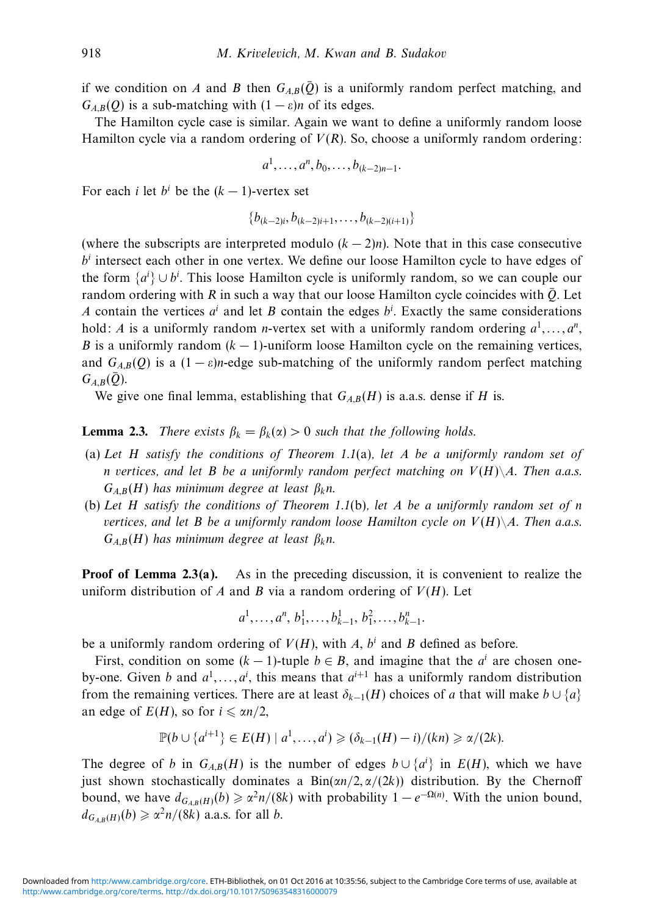if we condition on $A$ and $B$ then $G_{A,B}(\bar{Q})$ is a uniformly random perfect matching, and $G_{A,B}(Q)$ is a sub-matching with $(1-\varepsilon)n$ of its edges.

The Hamilton cycle case is similar. Again we want to define a uniformly random loose Hamilton cycle via a random ordering of $V(R)$. So, choose a uniformly random ordering:

$$a^1, \dots, a^n, b_0, \dots, b_{(k-2)n-1}.$$

For each $i$ let $b^i$ be the $(k-1)$-vertex set

$$\{b_{(k-2)i}, b_{(k-2)i+1}, \dots, b_{(k-2)(i+1)}\}$$

(where the subscripts are interpreted modulo $(k-2)n$). Note that in this case consecutive $b^i$ intersect each other in one vertex. We define our loose Hamilton cycle to have edges of the form $\{a^i\} \cup b^i$. This loose Hamilton cycle is uniformly random, so we can couple our random ordering with $R$ in such a way that our loose Hamilton cycle coincides with $\bar{Q}$. Let $A$ contain the vertices $a^i$ and let $B$ contain the edges $b^i$. Exactly the same considerations hold: $A$ is a uniformly random $n$-vertex set with a uniformly random ordering $a^1, \dots, a^n$, $B$ is a uniformly random $(k-1)$-uniform loose Hamilton cycle on the remaining vertices, and $G_{A,B}(Q)$ is a $(1-\varepsilon)n$-edge sub-matching of the uniformly random perfect matching $G_{A,B}(\bar{Q})$.

We give one final lemma, establishing that $G_{A,B}(H)$ is a.a.s. dense if $H$ is.

**Lemma 2.3.** *There exists $\beta_k = \beta_k(\alpha) > 0$ such that the following holds.*

- (a) *Let $H$ satisfy the conditions of Theorem 1.1*(a)*, let $A$ be a uniformly random set of $n$ vertices, and let $B$ be a uniformly random perfect matching on $V(H)\backslash A$. Then a.a.s. $G_{A,B}(H)$ has minimum degree at least $\beta_k n$.*
- (b) *Let $H$ satisfy the conditions of Theorem 1.1*(b)*, let $A$ be a uniformly random set of $n$ vertices, and let $B$ be a uniformly random loose Hamilton cycle on $V(H)\backslash A$. Then a.a.s. $G_{A,B}(H)$ has minimum degree at least $\beta_k n$.*

**Proof of Lemma 2.3(a).** As in the preceding discussion, it is convenient to realize the uniform distribution of $A$ and $B$ via a random ordering of $V(H)$. Let

$$a^1, \dots, a^n,\ b_1^1, \dots, b_{k-1}^1,\ b_1^2, \dots, b_{k-1}^n.$$

be a uniformly random ordering of $V(H)$, with $A$, $b^i$ and $B$ defined as before.

First, condition on some $(k-1)$-tuple $b \in B$, and imagine that the $a^i$ are chosen one-by-one. Given $b$ and $a^1, \dots, a^i$, this means that $a^{i+1}$ has a uniformly random distribution from the remaining vertices. There are at least $\delta_{k-1}(H)$ choices of $a$ that will make $b \cup \{a\}$ an edge of $E(H)$, so for $i \leqslant \alpha n/2$,

$$\mathbb{P}(b \cup \{a^{i+1}\} \in E(H) \mid a^1, \dots, a^i) \geqslant (\delta_{k-1}(H) - i)/(kn) \geqslant \alpha/(2k).$$

The degree of $b$ in $G_{A,B}(H)$ is the number of edges $b \cup \{a^i\}$ in $E(H)$, which we have just shown stochastically dominates a $\mathrm{Bin}(\alpha n/2, \alpha/(2k))$ distribution. By the Chernoff bound, we have $d_{G_{A,B}(H)}(b) \geqslant \alpha^2 n/(8k)$ with probability $1 - e^{-\Omega(n)}$. With the union bound, $d_{G_{A,B}(H)}(b) \geqslant \alpha^2 n/(8k)$ a.a.s. for all $b$.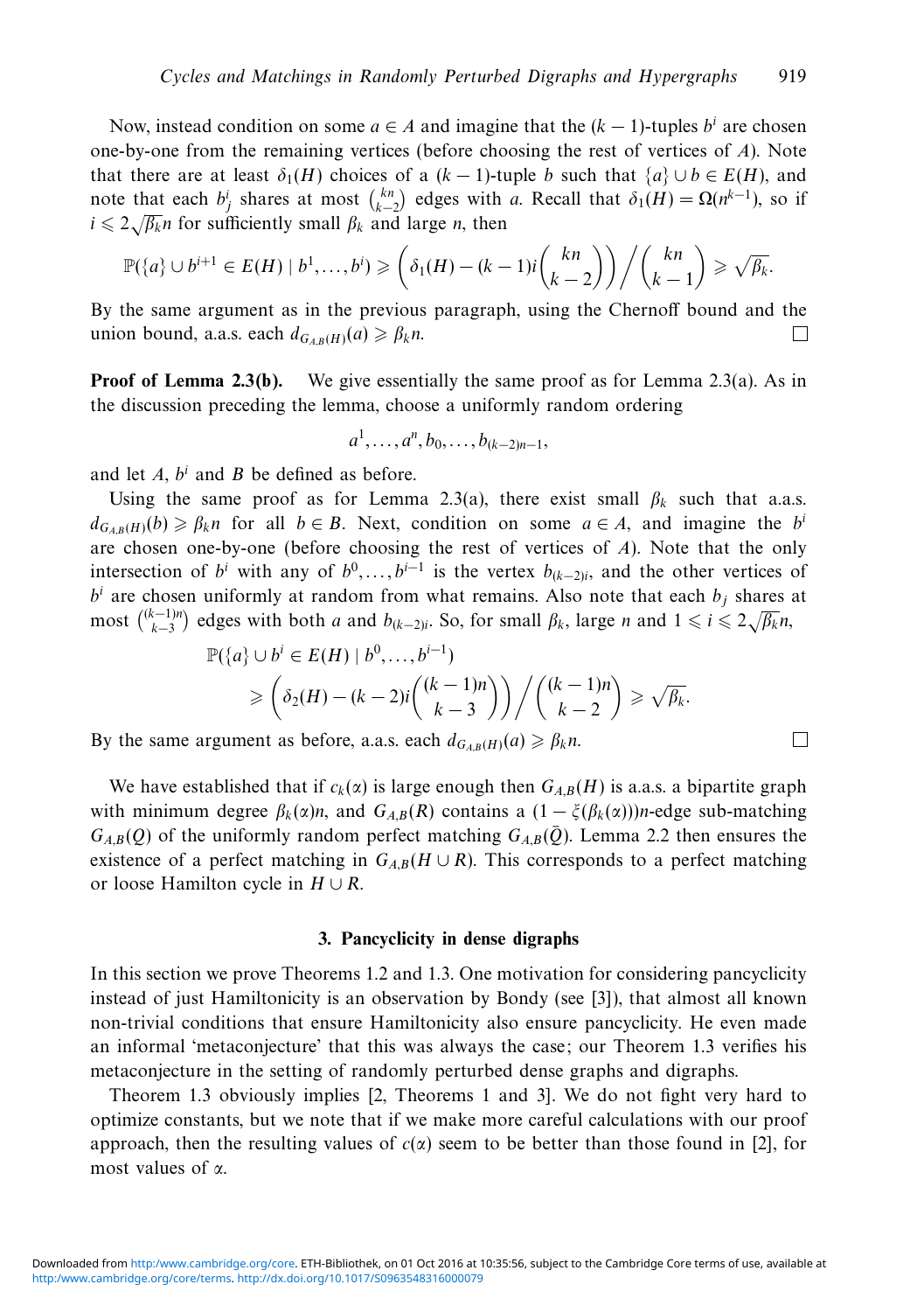Now, instead condition on some $a \in A$ and imagine that the $(k-1)$-tuples $b^i$ are chosen one-by-one from the remaining vertices (before choosing the rest of vertices of $A$). Note that there are at least $\delta_1(H)$ choices of a $(k-1)$-tuple $b$ such that $\{a\} \cup b \in E(H)$, and note that each $b^i_j$ shares at most $\binom{kn}{k-2}$ edges with $a$. Recall that $\delta_1(H) = \Omega(n^{k-1})$, so if $i \leqslant 2\sqrt{\beta_k}n$ for sufficiently small $\beta_k$ and large $n$, then

$$\mathbb{P}(\{a\} \cup b^{i+1} \in E(H) \mid b^1, \dots, b^i) \geqslant \left(\delta_1(H) - (k-1)i\binom{kn}{k-2}\right) \bigg/ \binom{kn}{k-1} \geqslant \sqrt{\beta_k}.$$

By the same argument as in the previous paragraph, using the Chernoff bound and the union bound, a.a.s. each $d_{G_{A,B}(H)}(a) \geqslant \beta_k n$. □

**Proof of Lemma 2.3(b).** We give essentially the same proof as for Lemma 2.3(a). As in the discussion preceding the lemma, choose a uniformly random ordering

$$a^1, \dots, a^n, b_0, \dots, b_{(k-2)n-1},$$

and let $A$, $b^i$ and $B$ be defined as before.

Using the same proof as for Lemma 2.3(a), there exist small $\beta_k$ such that a.a.s. $d_{G_{A,B}(H)}(b) \geqslant \beta_k n$ for all $b \in B$. Next, condition on some $a \in A$, and imagine the $b^i$ are chosen one-by-one (before choosing the rest of vertices of $A$). Note that the only intersection of $b^i$ with any of $b^0, \dots, b^{i-1}$ is the vertex $b_{(k-2)i}$, and the other vertices of $b^i$ are chosen uniformly at random from what remains. Also note that each $b_j$ shares at most $\binom{(k-1)n}{k-3}$ edges with both $a$ and $b_{(k-2)i}$. So, for small $\beta_k$, large $n$ and $1 \leqslant i \leqslant 2\sqrt{\beta_k}n$,

$$\begin{aligned}
&\mathbb{P}(\{a\} \cup b^i \in E(H) \mid b^0, \dots, b^{i-1}) \\
&\qquad \geqslant \left(\delta_2(H) - (k-2)i\binom{(k-1)n}{k-3}\right) \bigg/ \binom{(k-1)n}{k-2} \geqslant \sqrt{\beta_k}.
\end{aligned}$$

By the same argument as before, a.a.s. each $d_{G_{A,B}(H)}(a) \geqslant \beta_k n$. □

We have established that if $c_k(\alpha)$ is large enough then $G_{A,B}(H)$ is a.a.s. a bipartite graph with minimum degree $\beta_k(\alpha)n$, and $G_{A,B}(R)$ contains a $(1 - \xi(\beta_k(\alpha)))n$-edge sub-matching $G_{A,B}(Q)$ of the uniformly random perfect matching $G_{A,B}(\bar{Q})$. Lemma 2.2 then ensures the existence of a perfect matching in $G_{A,B}(H \cup R)$. This corresponds to a perfect matching or loose Hamilton cycle in $H \cup R$.

## 3. Pancyclicity in dense digraphs

In this section we prove Theorems 1.2 and 1.3. One motivation for considering pancyclicity instead of just Hamiltonicity is an observation by Bondy (see [3]), that almost all known non-trivial conditions that ensure Hamiltonicity also ensure pancyclicity. He even made an informal 'metaconjecture' that this was always the case; our Theorem 1.3 verifies his metaconjecture in the setting of randomly perturbed dense graphs and digraphs.

Theorem 1.3 obviously implies [2, Theorems 1 and 3]. We do not fight very hard to optimize constants, but we note that if we make more careful calculations with our proof approach, then the resulting values of $c(\alpha)$ seem to be better than those found in [2], for most values of $\alpha$.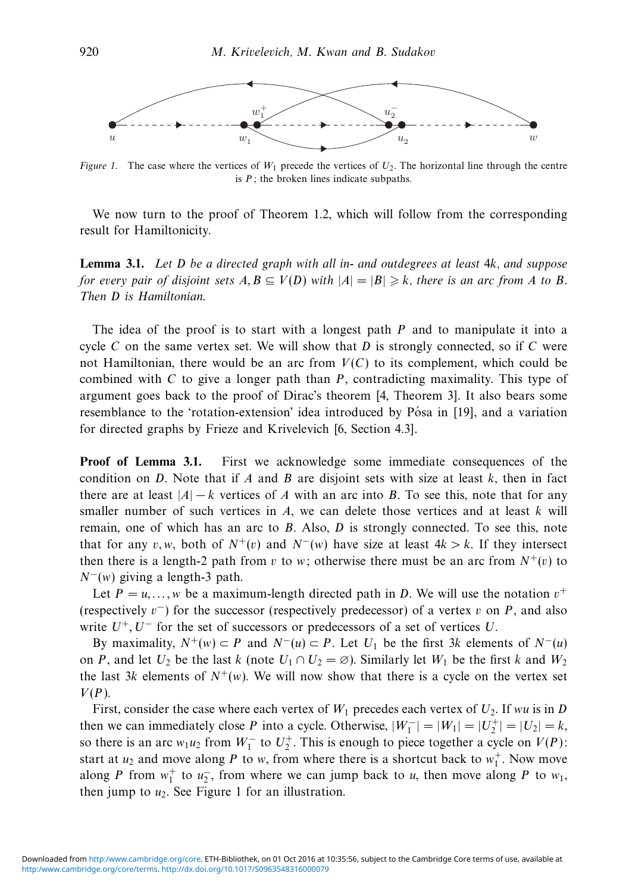*Figure 1.* The case where the vertices of $W_1$ precede the vertices of $U_2$. The horizontal line through the centre is $P$; the broken lines indicate subpaths.

We now turn to the proof of Theorem 1.2, which will follow from the corresponding result for Hamiltonicity.

**Lemma 3.1.** *Let $D$ be a directed graph with all in- and outdegrees at least $4k$, and suppose for every pair of disjoint sets $A, B \subseteq V(D)$ with $|A| = |B| \geqslant k$, there is an arc from $A$ to $B$. Then $D$ is Hamiltonian.*

The idea of the proof is to start with a longest path $P$ and to manipulate it into a cycle $C$ on the same vertex set. We will show that $D$ is strongly connected, so if $C$ were not Hamiltonian, there would be an arc from $V(C)$ to its complement, which could be combined with $C$ to give a longer path than $P$, contradicting maximality. This type of argument goes back to the proof of Dirac's theorem [4, Theorem 3]. It also bears some resemblance to the 'rotation-extension' idea introduced by Pósa in [19], and a variation for directed graphs by Frieze and Krivelevich [6, Section 4.3].

**Proof of Lemma 3.1.** First we acknowledge some immediate consequences of the condition on $D$. Note that if $A$ and $B$ are disjoint sets with size at least $k$, then in fact there are at least $|A| - k$ vertices of $A$ with an arc into $B$. To see this, note that for any smaller number of such vertices in $A$, we can delete those vertices and at least $k$ will remain, one of which has an arc to $B$. Also, $D$ is strongly connected. To see this, note that for any $v, w$, both of $N^+(v)$ and $N^-(w)$ have size at least $4k > k$. If they intersect then there is a length-2 path from $v$ to $w$; otherwise there must be an arc from $N^+(v)$ to $N^-(w)$ giving a length-3 path.

Let $P = u, \ldots, w$ be a maximum-length directed path in $D$. We will use the notation $v^+$ (respectively $v^-$) for the successor (respectively predecessor) of a vertex $v$ on $P$, and also write $U^+, U^-$ for the set of successors or predecessors of a set of vertices $U$.

By maximality, $N^+(w) \subset P$ and $N^-(u) \subset P$. Let $U_1$ be the first $3k$ elements of $N^-(u)$ on $P$, and let $U_2$ be the last $k$ (note $U_1 \cap U_2 = \varnothing$). Similarly let $W_1$ be the first $k$ and $W_2$ the last $3k$ elements of $N^+(w)$. We will now show that there is a cycle on the vertex set $V(P)$.

First, consider the case where each vertex of $W_1$ precedes each vertex of $U_2$. If $wu$ is in $D$ then we can immediately close $P$ into a cycle. Otherwise, $|W_1^-| = |W_1| = |U_2^+| = |U_2| = k$, so there is an arc $w_1u_2$ from $W_1^-$ to $U_2^+$. This is enough to piece together a cycle on $V(P)$: start at $u_2$ and move along $P$ to $w$, from where there is a shortcut back to $w_1^+$. Now move along $P$ from $w_1^+$ to $u_2^-$, from where we can jump back to $u$, then move along $P$ to $w_1$, then jump to $u_2$. See Figure 1 for an illustration.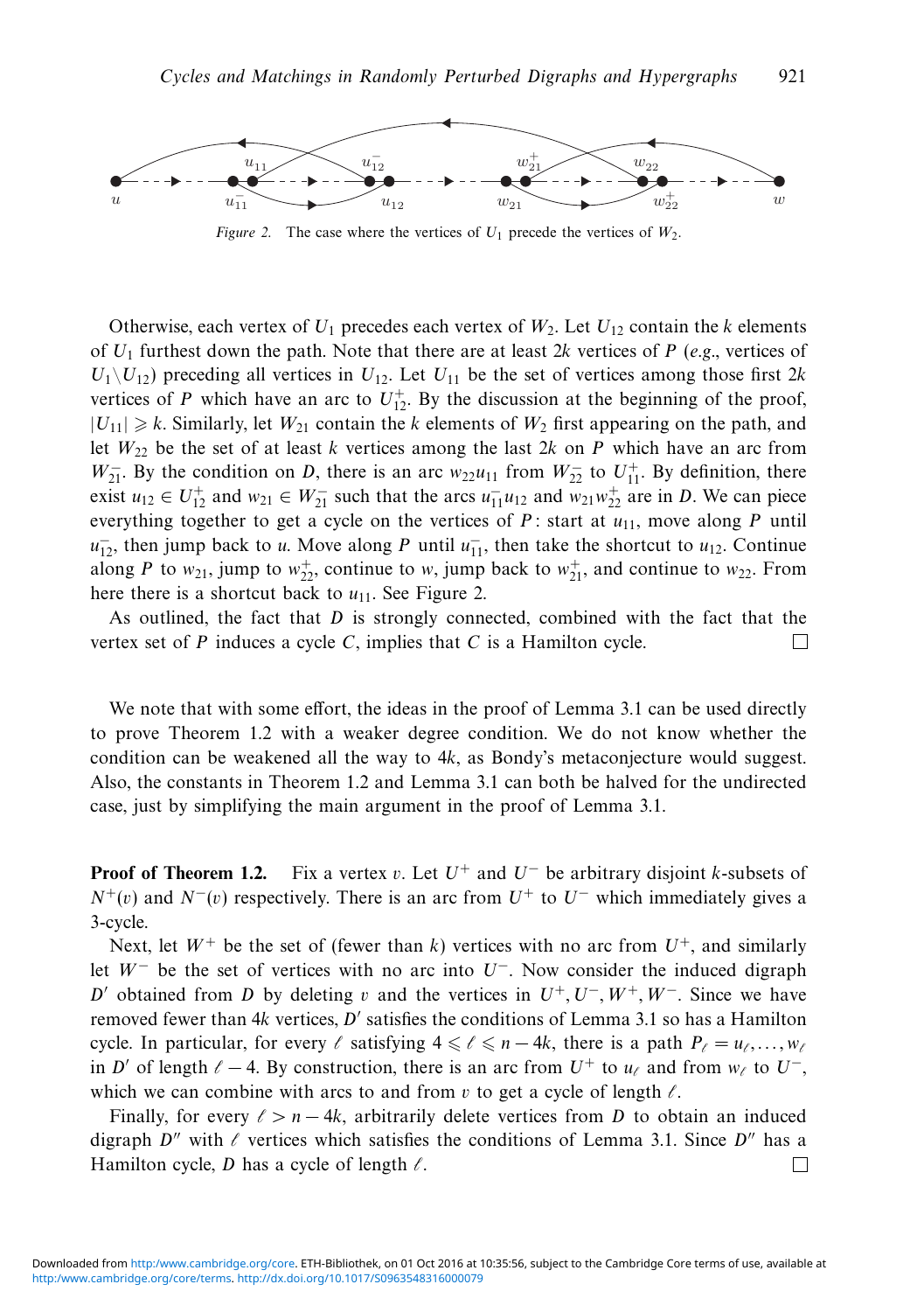Figure 2. The case where the vertices of $U_1$ precede the vertices of $W_2$.

Otherwise, each vertex of $U_1$ precedes each vertex of $W_2$. Let $U_{12}$ contain the $k$ elements of $U_1$ furthest down the path. Note that there are at least $2k$ vertices of $P$ (*e.g.*, vertices of $U_1 \setminus U_{12}$) preceding all vertices in $U_{12}$. Let $U_{11}$ be the set of vertices among those first $2k$ vertices of $P$ which have an arc to $U_{12}^+$. By the discussion at the beginning of the proof, $|U_{11}| \geqslant k$. Similarly, let $W_{21}$ contain the $k$ elements of $W_2$ first appearing on the path, and let $W_{22}$ be the set of at least $k$ vertices among the last $2k$ on $P$ which have an arc from $W_{21}^-$. By the condition on $D$, there is an arc $w_{22}u_{11}$ from $W_{22}^-$ to $U_{11}^+$. By definition, there exist $u_{12} \in U_{12}^+$ and $w_{21} \in W_{21}^-$ such that the arcs $u_{11}^- u_{12}$ and $w_{21}w_{22}^+$ are in $D$. We can piece everything together to get a cycle on the vertices of $P$: start at $u_{11}$, move along $P$ until $u_{12}^-$, then jump back to $u$. Move along $P$ until $u_{11}^-$, then take the shortcut to $u_{12}$. Continue along $P$ to $w_{21}$, jump to $w_{22}^+$, continue to $w$, jump back to $w_{21}^+$, and continue to $w_{22}$. From here there is a shortcut back to $u_{11}$. See Figure 2.

As outlined, the fact that $D$ is strongly connected, combined with the fact that the vertex set of $P$ induces a cycle $C$, implies that $C$ is a Hamilton cycle. □

We note that with some effort, the ideas in the proof of Lemma 3.1 can be used directly to prove Theorem 1.2 with a weaker degree condition. We do not know whether the condition can be weakened all the way to $4k$, as Bondy's metaconjecture would suggest. Also, the constants in Theorem 1.2 and Lemma 3.1 can both be halved for the undirected case, just by simplifying the main argument in the proof of Lemma 3.1.

**Proof of Theorem 1.2.** Fix a vertex $v$. Let $U^+$ and $U^-$ be arbitrary disjoint $k$-subsets of $N^+(v)$ and $N^-(v)$ respectively. There is an arc from $U^+$ to $U^-$ which immediately gives a 3-cycle.

Next, let $W^+$ be the set of (fewer than $k$) vertices with no arc from $U^+$, and similarly let $W^-$ be the set of vertices with no arc into $U^-$. Now consider the induced digraph $D'$ obtained from $D$ by deleting $v$ and the vertices in $U^+, U^-, W^+, W^-$. Since we have removed fewer than $4k$ vertices, $D'$ satisfies the conditions of Lemma 3.1 so has a Hamilton cycle. In particular, for every $\ell$ satisfying $4 \leqslant \ell \leqslant n - 4k$, there is a path $P_\ell = u_\ell, \dots, w_\ell$ in $D'$ of length $\ell - 4$. By construction, there is an arc from $U^+$ to $u_\ell$ and from $w_\ell$ to $U^-$, which we can combine with arcs to and from $v$ to get a cycle of length $\ell$.

Finally, for every $\ell > n - 4k$, arbitrarily delete vertices from $D$ to obtain an induced digraph $D''$ with $\ell$ vertices which satisfies the conditions of Lemma 3.1. Since $D''$ has a Hamilton cycle, $D$ has a cycle of length $\ell$. □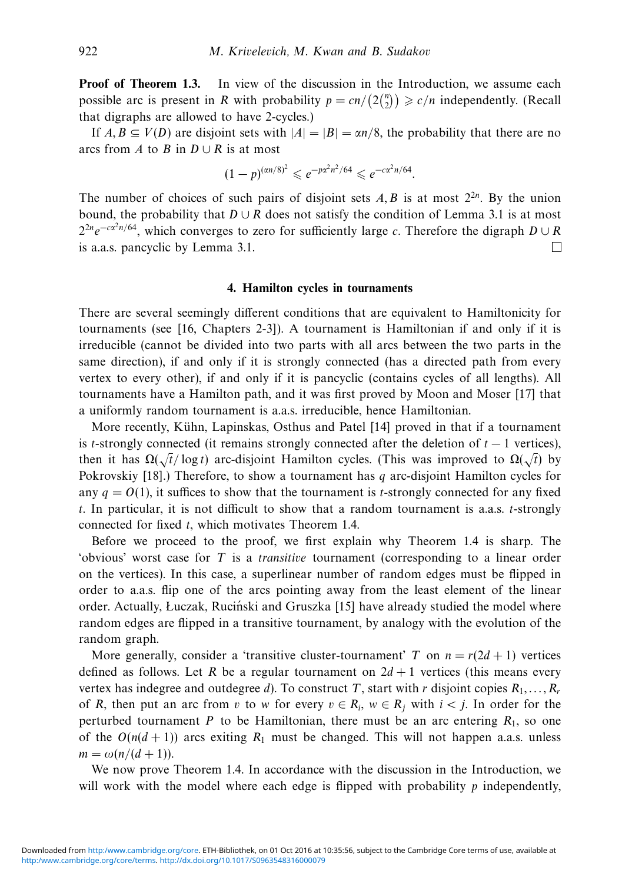**Proof of Theorem 1.3.** In view of the discussion in the Introduction, we assume each possible arc is present in $R$ with probability $p = cn/\left(2\binom{n}{2}\right) \geqslant c/n$ independently. (Recall that digraphs are allowed to have 2-cycles.)

If $A, B \subseteq V(D)$ are disjoint sets with $|A| = |B| = \alpha n/8$, the probability that there are no arcs from $A$ to $B$ in $D \cup R$ is at most

$$(1-p)^{(\alpha n/8)^2} \leqslant e^{-p\alpha^2 n^2/64} \leqslant e^{-c\alpha^2 n/64}.$$

The number of choices of such pairs of disjoint sets $A, B$ is at most $2^{2n}$. By the union bound, the probability that $D \cup R$ does not satisfy the condition of Lemma 3.1 is at most $2^{2n} e^{-c\alpha^2 n/64}$, which converges to zero for sufficiently large $c$. Therefore the digraph $D \cup R$ is a.a.s. pancyclic by Lemma 3.1. $\square$

## 4. Hamilton cycles in tournaments

There are several seemingly different conditions that are equivalent to Hamiltonicity for tournaments (see [16, Chapters 2-3]). A tournament is Hamiltonian if and only if it is irreducible (cannot be divided into two parts with all arcs between the two parts in the same direction), if and only if it is strongly connected (has a directed path from every vertex to every other), if and only if it is pancyclic (contains cycles of all lengths). All tournaments have a Hamilton path, and it was first proved by Moon and Moser [17] that a uniformly random tournament is a.a.s. irreducible, hence Hamiltonian.

More recently, Kühn, Lapinskas, Osthus and Patel [14] proved in that if a tournament is $t$-strongly connected (it remains strongly connected after the deletion of $t-1$ vertices), then it has $\Omega(\sqrt{t}/\log t)$ arc-disjoint Hamilton cycles. (This was improved to $\Omega(\sqrt{t})$ by Pokrovskiy [18].) Therefore, to show a tournament has $q$ arc-disjoint Hamilton cycles for any $q = O(1)$, it suffices to show that the tournament is $t$-strongly connected for any fixed $t$. In particular, it is not difficult to show that a random tournament is a.a.s. $t$-strongly connected for fixed $t$, which motivates Theorem 1.4.

Before we proceed to the proof, we first explain why Theorem 1.4 is sharp. The 'obvious' worst case for $T$ is a *transitive* tournament (corresponding to a linear order on the vertices). In this case, a superlinear number of random edges must be flipped in order to a.a.s. flip one of the arcs pointing away from the least element of the linear order. Actually, Łuczak, Ruciński and Gruszka [15] have already studied the model where random edges are flipped in a transitive tournament, by analogy with the evolution of the random graph.

More generally, consider a 'transitive cluster-tournament' $T$ on $n = r(2d+1)$ vertices defined as follows. Let $R$ be a regular tournament on $2d+1$ vertices (this means every vertex has indegree and outdegree $d$). To construct $T$, start with $r$ disjoint copies $R_1, \dots, R_r$ of $R$, then put an arc from $v$ to $w$ for every $v \in R_i$, $w \in R_j$ with $i < j$. In order for the perturbed tournament $P$ to be Hamiltonian, there must be an arc entering $R_1$, so one of the $O(n(d+1))$ arcs exiting $R_1$ must be changed. This will not happen a.a.s. unless $m = \omega(n/(d+1))$.

We now prove Theorem 1.4. In accordance with the discussion in the Introduction, we will work with the model where each edge is flipped with probability $p$ independently,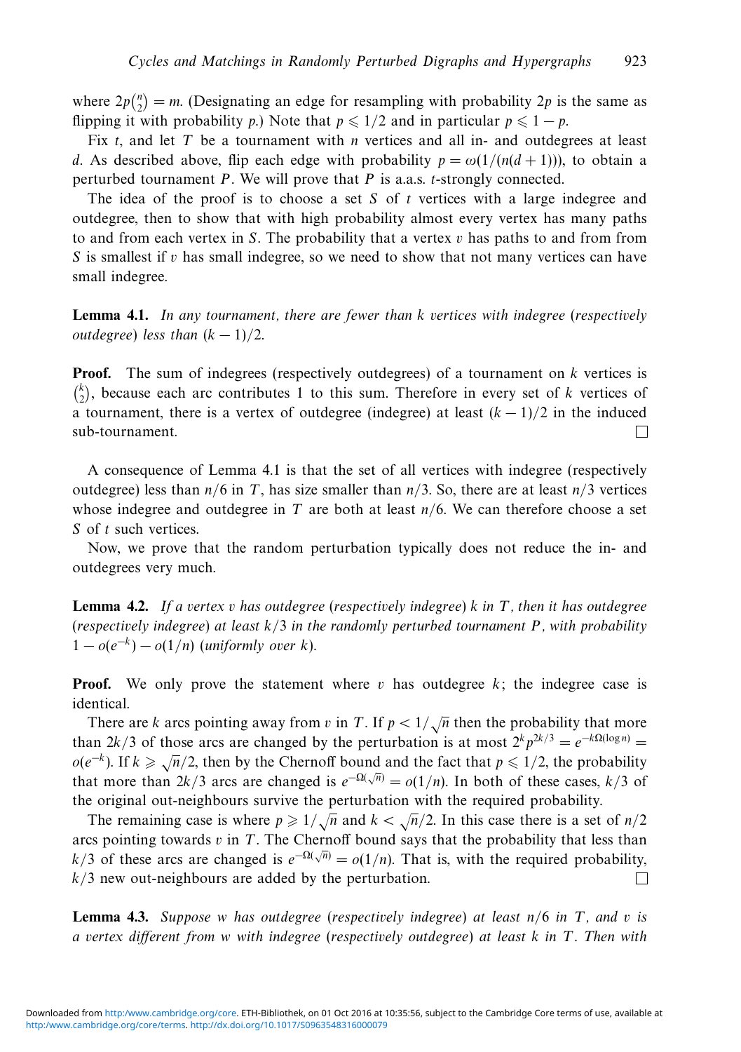where $2p\binom{n}{2} = m$. (Designating an edge for resampling with probability $2p$ is the same as flipping it with probability $p$.) Note that $p \leqslant 1/2$ and in particular $p \leqslant 1 - p$.

Fix $t$, and let $T$ be a tournament with $n$ vertices and all in- and outdegrees at least $d$. As described above, flip each edge with probability $p = \omega(1/(n(d+1)))$, to obtain a perturbed tournament $P$. We will prove that $P$ is a.a.s. $t$-strongly connected.

The idea of the proof is to choose a set $S$ of $t$ vertices with a large indegree and outdegree, then to show that with high probability almost every vertex has many paths to and from each vertex in $S$. The probability that a vertex $v$ has paths to and from from $S$ is smallest if $v$ has small indegree, so we need to show that not many vertices can have small indegree.

**Lemma 4.1.** *In any tournament, there are fewer than $k$ vertices with indegree (respectively outdegree) less than $(k-1)/2$.*

**Proof.** The sum of indegrees (respectively outdegrees) of a tournament on $k$ vertices is $\binom{k}{2}$, because each arc contributes 1 to this sum. Therefore in every set of $k$ vertices of a tournament, there is a vertex of outdegree (indegree) at least $(k-1)/2$ in the induced sub-tournament. □

A consequence of Lemma 4.1 is that the set of all vertices with indegree (respectively outdegree) less than $n/6$ in $T$, has size smaller than $n/3$. So, there are at least $n/3$ vertices whose indegree and outdegree in $T$ are both at least $n/6$. We can therefore choose a set $S$ of $t$ such vertices.

Now, we prove that the random perturbation typically does not reduce the in- and outdegrees very much.

**Lemma 4.2.** *If a vertex $v$ has outdegree (respectively indegree) $k$ in $T$, then it has outdegree (respectively indegree) at least $k/3$ in the randomly perturbed tournament $P$, with probability $1 - o(e^{-k}) - o(1/n)$ (uniformly over $k$).*

**Proof.** We only prove the statement where $v$ has outdegree $k$; the indegree case is identical.

There are $k$ arcs pointing away from $v$ in $T$. If $p < 1/\sqrt{n}$ then the probability that more than $2k/3$ of those arcs are changed by the perturbation is at most $2^k p^{2k/3} = e^{-k\Omega(\log n)} = o(e^{-k})$. If $k \geqslant \sqrt{n}/2$, then by the Chernoff bound and the fact that $p \leqslant 1/2$, the probability that more than $2k/3$ arcs are changed is $e^{-\Omega(\sqrt{n})} = o(1/n)$. In both of these cases, $k/3$ of the original out-neighbours survive the perturbation with the required probability.

The remaining case is where $p \geqslant 1/\sqrt{n}$ and $k < \sqrt{n}/2$. In this case there is a set of $n/2$ arcs pointing towards $v$ in $T$. The Chernoff bound says that the probability that less than $k/3$ of these arcs are changed is $e^{-\Omega(\sqrt{n})} = o(1/n)$. That is, with the required probability, $k/3$ new out-neighbours are added by the perturbation. □

**Lemma 4.3.** *Suppose $w$ has outdegree (respectively indegree) at least $n/6$ in $T$, and $v$ is a vertex different from $w$ with indegree (respectively outdegree) at least $k$ in $T$. Then with*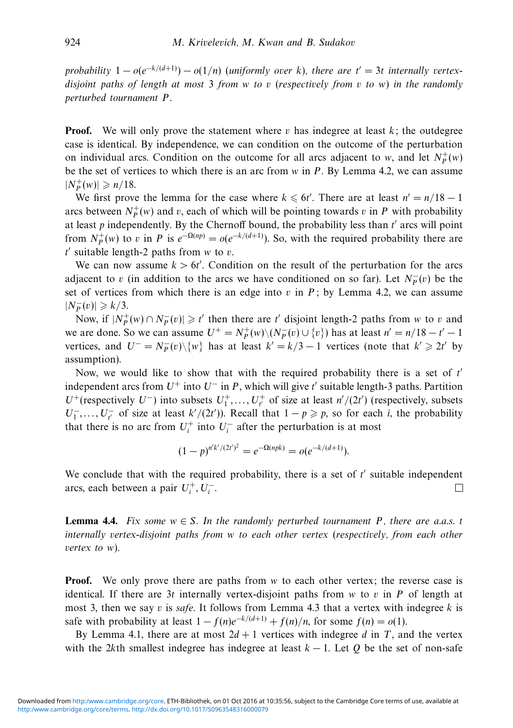*probability $1 - o(e^{-k/(d+1)}) - o(1/n)$ (uniformly over $k$), there are $t' = 3t$ internally vertex-disjoint paths of length at most 3 from $w$ to $v$ (respectively from $v$ to $w$) in the randomly perturbed tournament $P$.*

**Proof.** We will only prove the statement where $v$ has indegree at least $k$; the outdegree case is identical. By independence, we can condition on the outcome of the perturbation on individual arcs. Condition on the outcome for all arcs adjacent to $w$, and let $N_P^+(w)$ be the set of vertices to which there is an arc from $w$ in $P$. By Lemma 4.2, we can assume $|N_P^+(w)| \geqslant n/18$.

We first prove the lemma for the case where $k \leqslant 6t'$. There are at least $n' = n/18 - 1$ arcs between $N_P^+(w)$ and $v$, each of which will be pointing towards $v$ in $P$ with probability at least $p$ independently. By the Chernoff bound, the probability less than $t'$ arcs will point from $N_P^+(w)$ to $v$ in $P$ is $e^{-\Omega(np)} = o(e^{-k/(d+1)})$. So, with the required probability there are $t'$ suitable length-2 paths from $w$ to $v$.

We can now assume $k > 6t'$. Condition on the result of the perturbation for the arcs adjacent to $v$ (in addition to the arcs we have conditioned on so far). Let $N_P^-(v)$ be the set of vertices from which there is an edge into $v$ in $P$; by Lemma 4.2, we can assume $|N_P^-(v)| \geqslant k/3$.

Now, if $|N_P^+(w) \cap N_P^-(v)| \geqslant t'$ then there are $t'$ disjoint length-2 paths from $w$ to $v$ and we are done. So we can assume $U^+ = N_P^+(w) \backslash (N_P^-(v) \cup \{v\})$ has at least $n' = n/18 - t' - 1$ vertices, and $U^- = N_P^-(v) \backslash \{w\}$ has at least $k' = k/3 - 1$ vertices (note that $k' \geqslant 2t'$ by assumption).

Now, we would like to show that with the required probability there is a set of $t'$ independent arcs from $U^+$ into $U^-$ in $P$, which will give $t'$ suitable length-3 paths. Partition $U^+$(respectively $U^-$) into subsets $U_1^+, \dots, U_{t'}^+$ of size at least $n'/(2t')$ (respectively, subsets $U_1^-, \dots, U_{t'}^-$ of size at least $k'/(2t')$). Recall that $1 - p \geqslant p$, so for each $i$, the probability that there is no arc from $U_i^+$ into $U_i^-$ after the perturbation is at most

$$(1-p)^{n'k'/(2t')^2} = e^{-\Omega(npk)} = o(e^{-k/(d+1)}).$$

We conclude that with the required probability, there is a set of $t'$ suitable independent arcs, each between a pair $U_i^+, U_i^-$. □

**Lemma 4.4.** *Fix some $w \in S$. In the randomly perturbed tournament $P$, there are a.a.s. $t$ internally vertex-disjoint paths from $w$ to each other vertex (respectively, from each other vertex to $w$).*

**Proof.** We only prove there are paths from $w$ to each other vertex; the reverse case is identical. If there are $3t$ internally vertex-disjoint paths from $w$ to $v$ in $P$ of length at most 3, then we say $v$ is *safe*. It follows from Lemma 4.3 that a vertex with indegree $k$ is safe with probability at least $1 - f(n)e^{-k/(d+1)} + f(n)/n$, for some $f(n) = o(1)$.

By Lemma 4.1, there are at most $2d + 1$ vertices with indegree $d$ in $T$, and the vertex with the $2k$th smallest indegree has indegree at least $k - 1$. Let $Q$ be the set of non-safe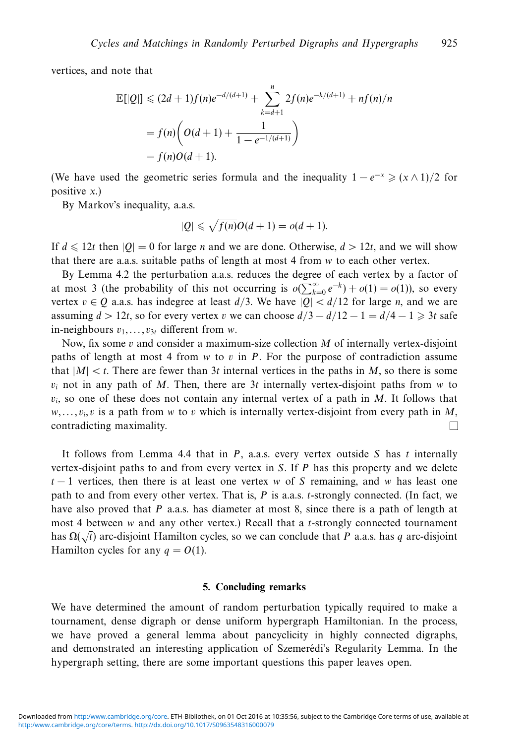vertices, and note that

$$\begin{aligned}
\mathbb{E}[|Q|] &\leqslant (2d+1)f(n)e^{-d/(d+1)} + \sum_{k=d+1}^{n} 2f(n)e^{-k/(d+1)} + nf(n)/n \\
&= f(n)\left( O(d+1) + \frac{1}{1-e^{-1/(d+1)}} \right) \\
&= f(n)O(d+1).
\end{aligned}$$

(We have used the geometric series formula and the inequality $1 - e^{-x} \geqslant (x \wedge 1)/2$ for positive $x$.)

By Markov's inequality, a.a.s.

$$|Q| \leqslant \sqrt{f(n)}O(d+1) = o(d+1).$$

If $d \leqslant 12t$ then $|Q| = 0$ for large $n$ and we are done. Otherwise, $d > 12t$, and we will show that there are a.a.s. suitable paths of length at most 4 from $w$ to each other vertex.

By Lemma 4.2 the perturbation a.a.s. reduces the degree of each vertex by a factor of at most 3 (the probability of this not occurring is $o(\sum_{k=0}^{\infty} e^{-k}) + o(1) = o(1)$), so every vertex $v \in Q$ a.a.s. has indegree at least $d/3$. We have $|Q| < d/12$ for large $n$, and we are assuming $d > 12t$, so for every vertex $v$ we can choose $d/3 - d/12 - 1 = d/4 - 1 \geqslant 3t$ safe in-neighbours $v_1, \ldots, v_{3t}$ different from $w$.

Now, fix some $v$ and consider a maximum-size collection $M$ of internally vertex-disjoint paths of length at most 4 from $w$ to $v$ in $P$. For the purpose of contradiction assume that $|M| < t$. There are fewer than $3t$ internal vertices in the paths in $M$, so there is some $v_i$ not in any path of $M$. Then, there are $3t$ internally vertex-disjoint paths from $w$ to $v_i$, so one of these does not contain any internal vertex of a path in $M$. It follows that $w, \ldots, v_i, v$ is a path from $w$ to $v$ which is internally vertex-disjoint from every path in $M$, contradicting maximality. □

It follows from Lemma 4.4 that in $P$, a.a.s. every vertex outside $S$ has $t$ internally vertex-disjoint paths to and from every vertex in $S$. If $P$ has this property and we delete $t-1$ vertices, then there is at least one vertex $w$ of $S$ remaining, and $w$ has least one path to and from every other vertex. That is, $P$ is a.a.s. $t$-strongly connected. (In fact, we have also proved that $P$ a.a.s. has diameter at most 8, since there is a path of length at most 4 between $w$ and any other vertex.) Recall that a $t$-strongly connected tournament has $\Omega(\sqrt{t})$ arc-disjoint Hamilton cycles, so we can conclude that $P$ a.a.s. has $q$ arc-disjoint Hamilton cycles for any $q = O(1)$.

## 5. Concluding remarks

We have determined the amount of random perturbation typically required to make a tournament, dense digraph or dense uniform hypergraph Hamiltonian. In the process, we have proved a general lemma about pancyclicity in highly connected digraphs, and demonstrated an interesting application of Szemerédi's Regularity Lemma. In the hypergraph setting, there are some important questions this paper leaves open.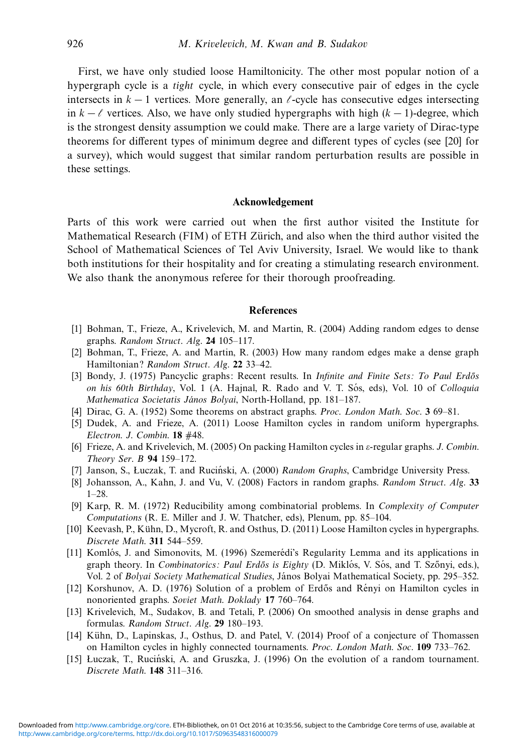First, we have only studied loose Hamiltonicity. The other most popular notion of a hypergraph cycle is a *tight* cycle, in which every consecutive pair of edges in the cycle intersects in $k-1$ vertices. More generally, an $\ell$-cycle has consecutive edges intersecting in $k-\ell$ vertices. Also, we have only studied hypergraphs with high $(k-1)$-degree, which is the strongest density assumption we could make. There are a large variety of Dirac-type theorems for different types of minimum degree and different types of cycles (see [20] for a survey), which would suggest that similar random perturbation results are possible in these settings.

## Acknowledgement

Parts of this work were carried out when the first author visited the Institute for Mathematical Research (FIM) of ETH Zürich, and also when the third author visited the School of Mathematical Sciences of Tel Aviv University, Israel. We would like to thank both institutions for their hospitality and for creating a stimulating research environment. We also thank the anonymous referee for their thorough proofreading.

## References

[1] Bohman, T., Frieze, A., Krivelevich, M. and Martin, R. (2004) Adding random edges to dense graphs. *Random Struct. Alg.* **24** 105–117.

[2] Bohman, T., Frieze, A. and Martin, R. (2003) How many random edges make a dense graph Hamiltonian? *Random Struct. Alg.* **22** 33–42.

[3] Bondy, J. (1975) Pancyclic graphs: Recent results. In *Infinite and Finite Sets: To Paul Erdős on his 60th Birthday*, Vol. 1 (A. Hajnal, R. Rado and V. T. Sós, eds), Vol. 10 of *Colloquia Mathematica Societatis János Bolyai*, North-Holland, pp. 181–187.

[4] Dirac, G. A. (1952) Some theorems on abstract graphs. *Proc. London Math. Soc.* **3** 69–81.

[5] Dudek, A. and Frieze, A. (2011) Loose Hamilton cycles in random uniform hypergraphs. *Electron. J. Combin.* **18** #48.

[6] Frieze, A. and Krivelevich, M. (2005) On packing Hamilton cycles in $\varepsilon$-regular graphs. *J. Combin. Theory Ser. B* **94** 159–172.

[7] Janson, S., Łuczak, T. and Ruciński, A. (2000) *Random Graphs*, Cambridge University Press.

[8] Johansson, A., Kahn, J. and Vu, V. (2008) Factors in random graphs. *Random Struct. Alg.* **33** 1–28.

[9] Karp, R. M. (1972) Reducibility among combinatorial problems. In *Complexity of Computer Computations* (R. E. Miller and J. W. Thatcher, eds), Plenum, pp. 85–104.

[10] Keevash, P., Kühn, D., Mycroft, R. and Osthus, D. (2011) Loose Hamilton cycles in hypergraphs. *Discrete Math.* **311** 544–559.

[11] Komlós, J. and Simonovits, M. (1996) Szemerédi's Regularity Lemma and its applications in graph theory. In *Combinatorics: Paul Erdős is Eighty* (D. Miklós, V. Sós, and T. Szőnyi, eds.), Vol. 2 of *Bolyai Society Mathematical Studies*, János Bolyai Mathematical Society, pp. 295–352.

[12] Korshunov, A. D. (1976) Solution of a problem of Erdős and Rényi on Hamilton cycles in nonoriented graphs. *Soviet Math. Doklady* **17** 760–764.

[13] Krivelevich, M., Sudakov, B. and Tetali, P. (2006) On smoothed analysis in dense graphs and formulas. *Random Struct. Alg.* **29** 180–193.

[14] Kühn, D., Lapinskas, J., Osthus, D. and Patel, V. (2014) Proof of a conjecture of Thomassen on Hamilton cycles in highly connected tournaments. *Proc. London Math. Soc.* **109** 733–762.

[15] Łuczak, T., Ruciński, A. and Gruszka, J. (1996) On the evolution of a random tournament. *Discrete Math.* **148** 311–316.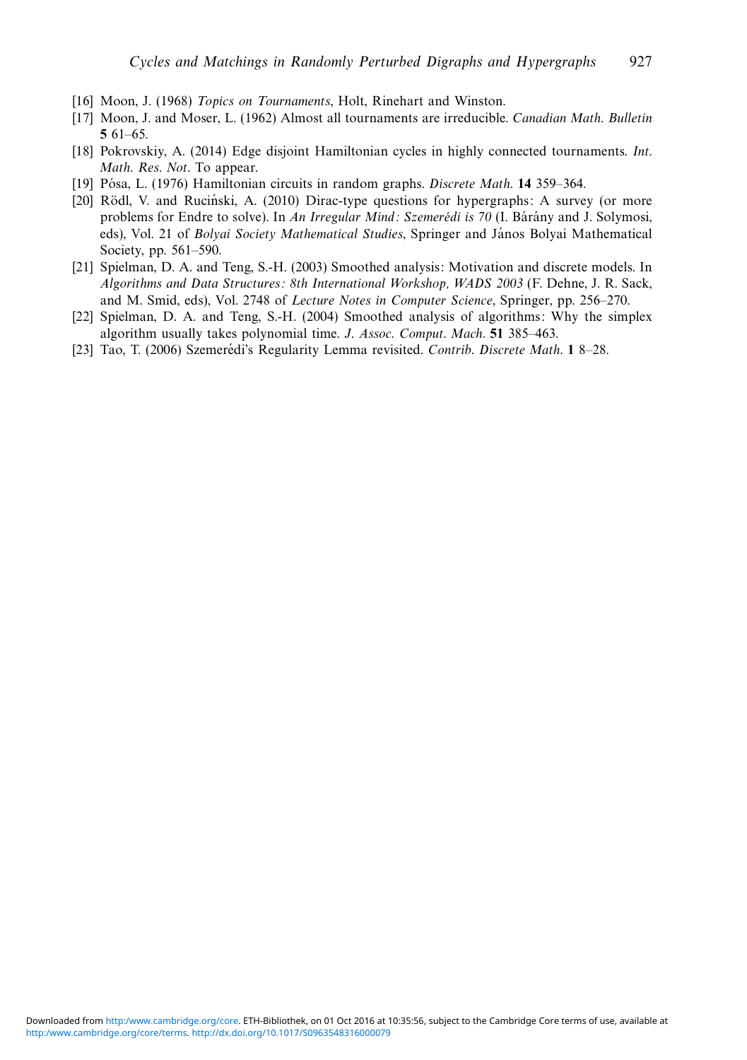[16] Moon, J. (1968) *Topics on Tournaments*, Holt, Rinehart and Winston.

[17] Moon, J. and Moser, L. (1962) Almost all tournaments are irreducible. *Canadian Math. Bulletin* **5** 61–65.

[18] Pokrovskiy, A. (2014) Edge disjoint Hamiltonian cycles in highly connected tournaments. *Int. Math. Res. Not.* To appear.

[19] Pósa, L. (1976) Hamiltonian circuits in random graphs. *Discrete Math.* **14** 359–364.

[20] Rödl, V. and Ruciński, A. (2010) Dirac-type questions for hypergraphs: A survey (or more problems for Endre to solve). In *An Irregular Mind: Szemerédi is 70* (I. Bárány and J. Solymosi, eds), Vol. 21 of *Bolyai Society Mathematical Studies*, Springer and János Bolyai Mathematical Society, pp. 561–590.

[21] Spielman, D. A. and Teng, S.-H. (2003) Smoothed analysis: Motivation and discrete models. In *Algorithms and Data Structures: 8th International Workshop, WADS 2003* (F. Dehne, J. R. Sack, and M. Smid, eds), Vol. 2748 of *Lecture Notes in Computer Science*, Springer, pp. 256–270.

[22] Spielman, D. A. and Teng, S.-H. (2004) Smoothed analysis of algorithms: Why the simplex algorithm usually takes polynomial time. *J. Assoc. Comput. Mach.* **51** 385–463.

[23] Tao, T. (2006) Szemerédi's Regularity Lemma revisited. *Contrib. Discrete Math.* **1** 8–28.